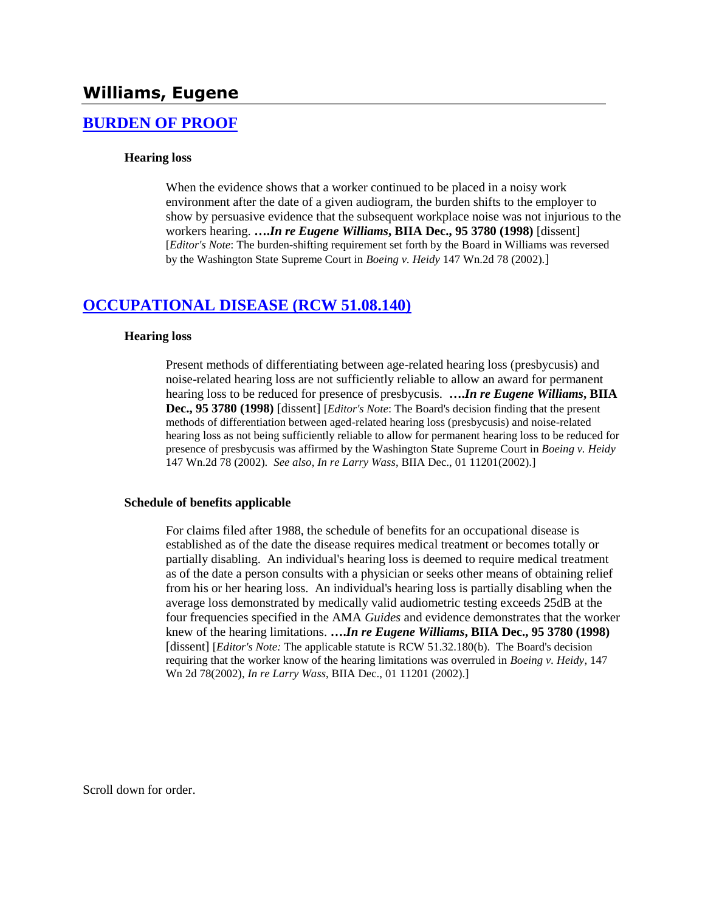## Williams, Eugene

### [BURDEN OF PROOF]

#### Hearing loss

When the evidence shows that a worker continued to be placed in a noisy work environment after the date of a given audiogram, the burden shifts to the employer to show by persuasive evidence that the subsequent workplace noise was not injurious to the workers hearing. ***….In re Eugene Williams*, BIIA Dec., 95 3780 (1998)** [dissent] [*Editor's Note*: The burden-shifting requirement set forth by the Board in Williams was reversed by the Washington State Supreme Court in *Boeing v. Heidy* 147 Wn.2d 78 (2002).]

### [OCCUPATIONAL DISEASE (RCW 51.08.140)]

#### Hearing loss

Present methods of differentiating between age-related hearing loss (presbycusis) and noise-related hearing loss are not sufficiently reliable to allow an award for permanent hearing loss to be reduced for presence of presbycusis. ***….In re Eugene Williams*, BIIA Dec., 95 3780 (1998)** [dissent] [*Editor's Note*: The Board's decision finding that the present methods of differentiation between aged-related hearing loss (presbycusis) and noise-related hearing loss as not being sufficiently reliable to allow for permanent hearing loss to be reduced for presence of presbycusis was affirmed by the Washington State Supreme Court in *Boeing v. Heidy* 147 Wn.2d 78 (2002). *See also*, *In re Larry Wass*, BIIA Dec., 01 11201(2002).]

#### Schedule of benefits applicable

For claims filed after 1988, the schedule of benefits for an occupational disease is established as of the date the disease requires medical treatment or becomes totally or partially disabling. An individual's hearing loss is deemed to require medical treatment as of the date a person consults with a physician or seeks other means of obtaining relief from his or her hearing loss. An individual's hearing loss is partially disabling when the average loss demonstrated by medically valid audiometric testing exceeds 25dB at the four frequencies specified in the AMA *Guides* and evidence demonstrates that the worker knew of the hearing limitations. ***….In re Eugene Williams*, BIIA Dec., 95 3780 (1998)** [dissent] [*Editor's Note:* The applicable statute is RCW 51.32.180(b). The Board's decision requiring that the worker know of the hearing limitations was overruled in *Boeing v. Heidy*, 147 Wn 2d 78(2002), *In re Larry Wass*, BIIA Dec., 01 11201 (2002).]

Scroll down for order.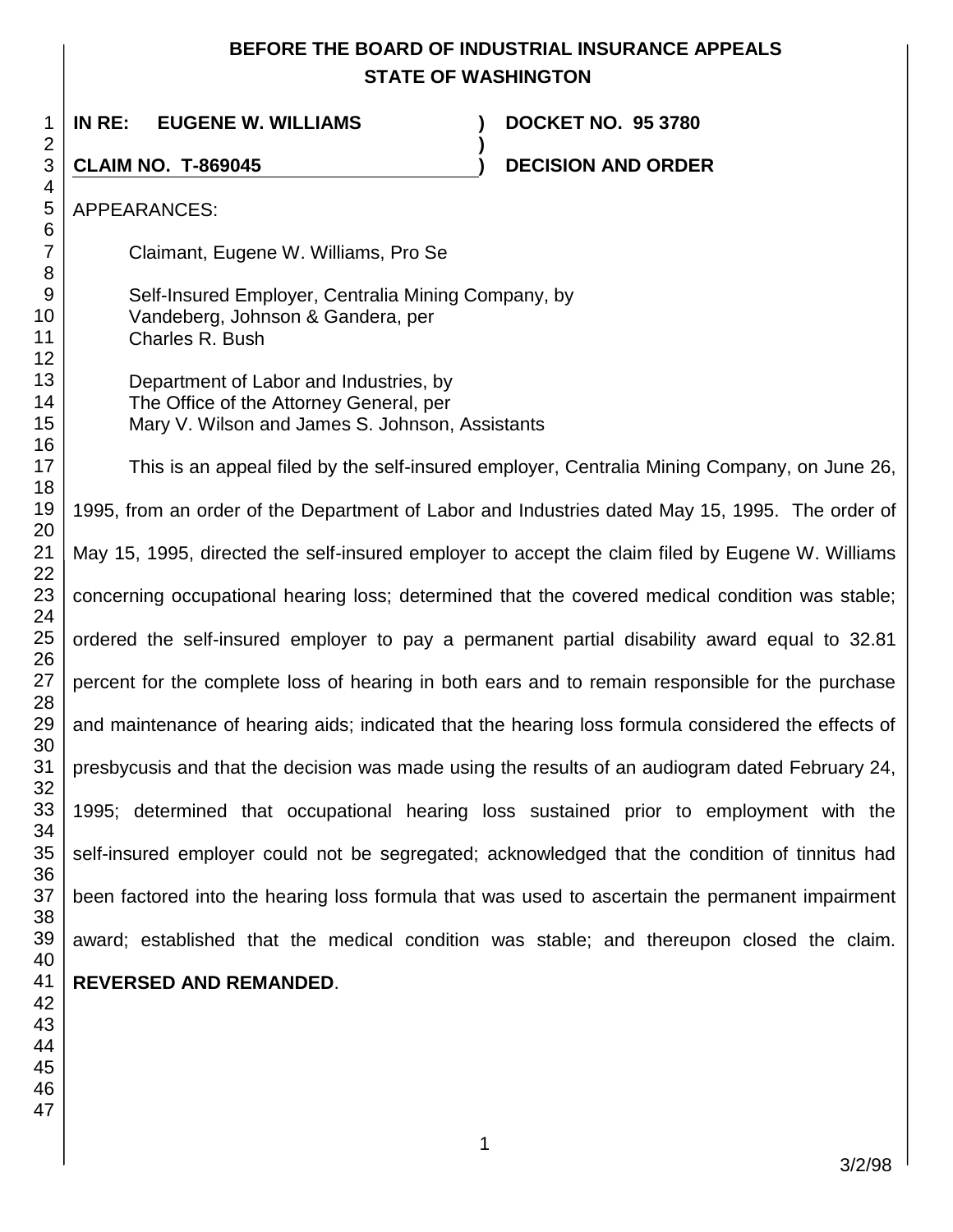# BEFORE THE BOARD OF INDUSTRIAL INSURANCE APPEALS
## STATE OF WASHINGTON

**IN RE: EUGENE W. WILLIAMS** ) **DOCKET NO. 95 3780**
)
**CLAIM NO. T-869045** ) **DECISION AND ORDER**

APPEARANCES:

Claimant, Eugene W. Williams, Pro Se

Self-Insured Employer, Centralia Mining Company, by
Vandeberg, Johnson & Gandera, per
Charles R. Bush

Department of Labor and Industries, by
The Office of the Attorney General, per
Mary V. Wilson and James S. Johnson, Assistants

This is an appeal filed by the self-insured employer, Centralia Mining Company, on June 26, 1995, from an order of the Department of Labor and Industries dated May 15, 1995. The order of May 15, 1995, directed the self-insured employer to accept the claim filed by Eugene W. Williams concerning occupational hearing loss; determined that the covered medical condition was stable; ordered the self-insured employer to pay a permanent partial disability award equal to 32.81 percent for the complete loss of hearing in both ears and to remain responsible for the purchase and maintenance of hearing aids; indicated that the hearing loss formula considered the effects of presbycusis and that the decision was made using the results of an audiogram dated February 24, 1995; determined that occupational hearing loss sustained prior to employment with the self-insured employer could not be segregated; acknowledged that the condition of tinnitus had been factored into the hearing loss formula that was used to ascertain the permanent impairment award; established that the medical condition was stable; and thereupon closed the claim. **REVERSED AND REMANDED**.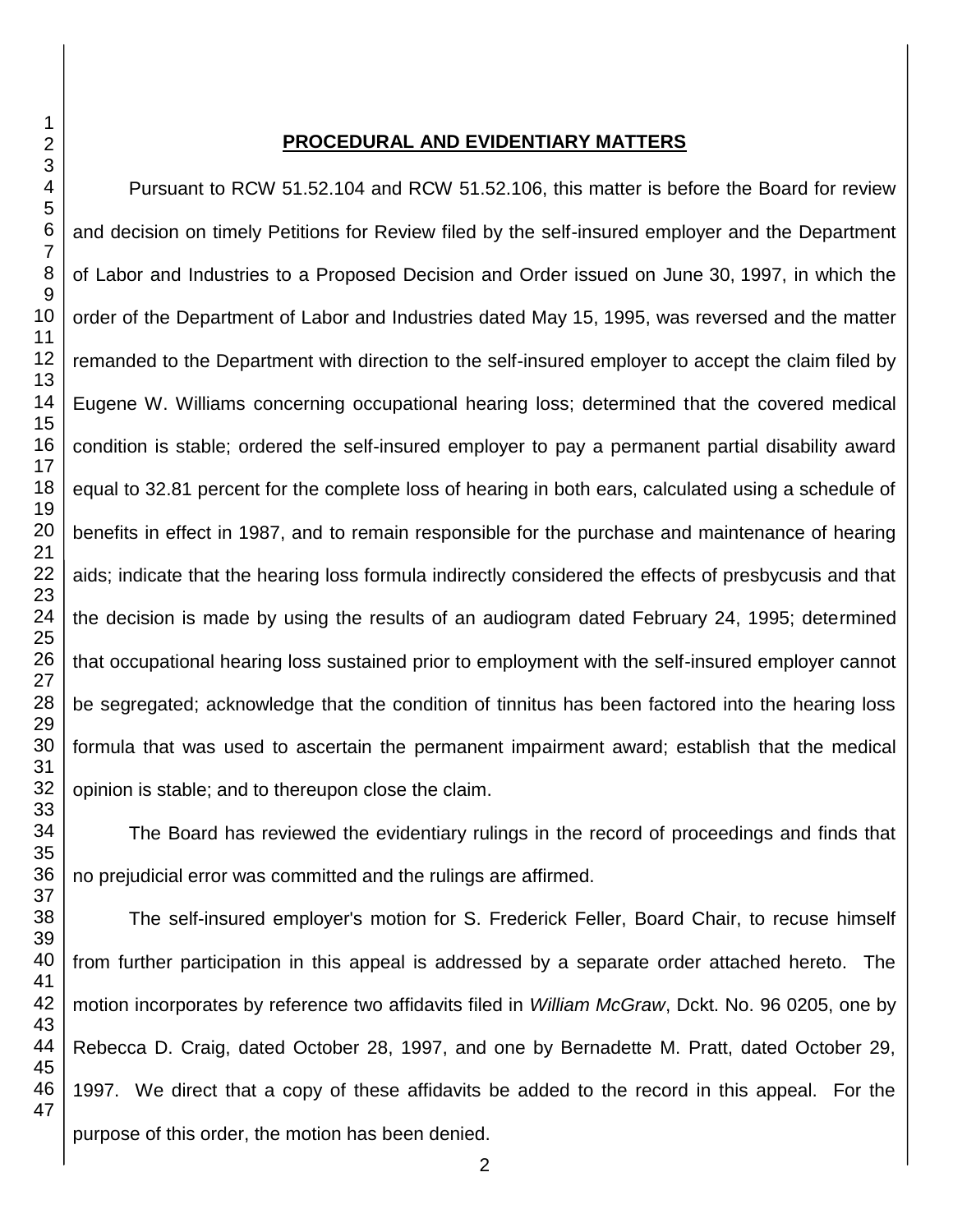## PROCEDURAL AND EVIDENTIARY MATTERS

Pursuant to RCW 51.52.104 and RCW 51.52.106, this matter is before the Board for review and decision on timely Petitions for Review filed by the self-insured employer and the Department of Labor and Industries to a Proposed Decision and Order issued on June 30, 1997, in which the order of the Department of Labor and Industries dated May 15, 1995, was reversed and the matter remanded to the Department with direction to the self-insured employer to accept the claim filed by Eugene W. Williams concerning occupational hearing loss; determined that the covered medical condition is stable; ordered the self-insured employer to pay a permanent partial disability award equal to 32.81 percent for the complete loss of hearing in both ears, calculated using a schedule of benefits in effect in 1987, and to remain responsible for the purchase and maintenance of hearing aids; indicate that the hearing loss formula indirectly considered the effects of presbycusis and that the decision is made by using the results of an audiogram dated February 24, 1995; determined that occupational hearing loss sustained prior to employment with the self-insured employer cannot be segregated; acknowledge that the condition of tinnitus has been factored into the hearing loss formula that was used to ascertain the permanent impairment award; establish that the medical opinion is stable; and to thereupon close the claim.

The Board has reviewed the evidentiary rulings in the record of proceedings and finds that no prejudicial error was committed and the rulings are affirmed.

The self-insured employer's motion for S. Frederick Feller, Board Chair, to recuse himself from further participation in this appeal is addressed by a separate order attached hereto. The motion incorporates by reference two affidavits filed in *William McGraw*, Dckt. No. 96 0205, one by Rebecca D. Craig, dated October 28, 1997, and one by Bernadette M. Pratt, dated October 29, 1997. We direct that a copy of these affidavits be added to the record in this appeal. For the purpose of this order, the motion has been denied.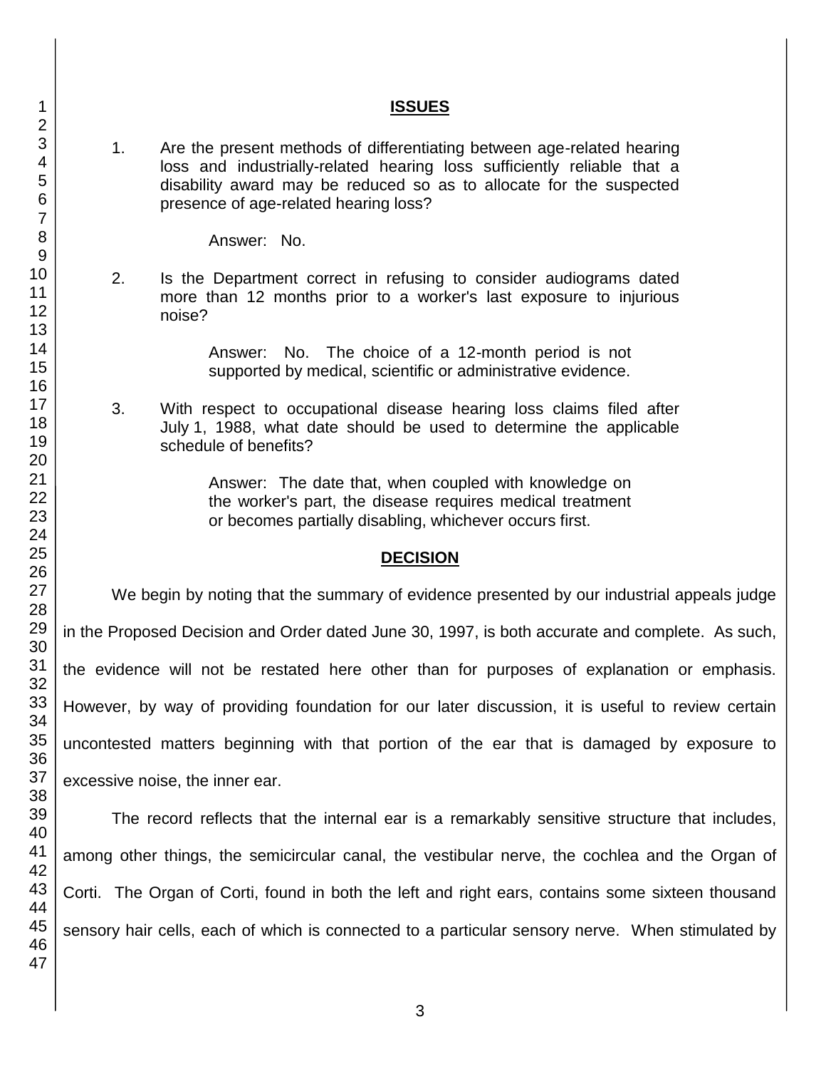## ISSUES

1. Are the present methods of differentiating between age-related hearing loss and industrially-related hearing loss sufficiently reliable that a disability award may be reduced so as to allocate for the suspected presence of age-related hearing loss?

   Answer: No.

2. Is the Department correct in refusing to consider audiograms dated more than 12 months prior to a worker's last exposure to injurious noise?

   Answer: No. The choice of a 12-month period is not supported by medical, scientific or administrative evidence.

3. With respect to occupational disease hearing loss claims filed after July 1, 1988, what date should be used to determine the applicable schedule of benefits?

   Answer: The date that, when coupled with knowledge on the worker's part, the disease requires medical treatment or becomes partially disabling, whichever occurs first.

## DECISION

We begin by noting that the summary of evidence presented by our industrial appeals judge in the Proposed Decision and Order dated June 30, 1997, is both accurate and complete. As such, the evidence will not be restated here other than for purposes of explanation or emphasis. However, by way of providing foundation for our later discussion, it is useful to review certain uncontested matters beginning with that portion of the ear that is damaged by exposure to excessive noise, the inner ear.

The record reflects that the internal ear is a remarkably sensitive structure that includes, among other things, the semicircular canal, the vestibular nerve, the cochlea and the Organ of Corti. The Organ of Corti, found in both the left and right ears, contains some sixteen thousand sensory hair cells, each of which is connected to a particular sensory nerve. When stimulated by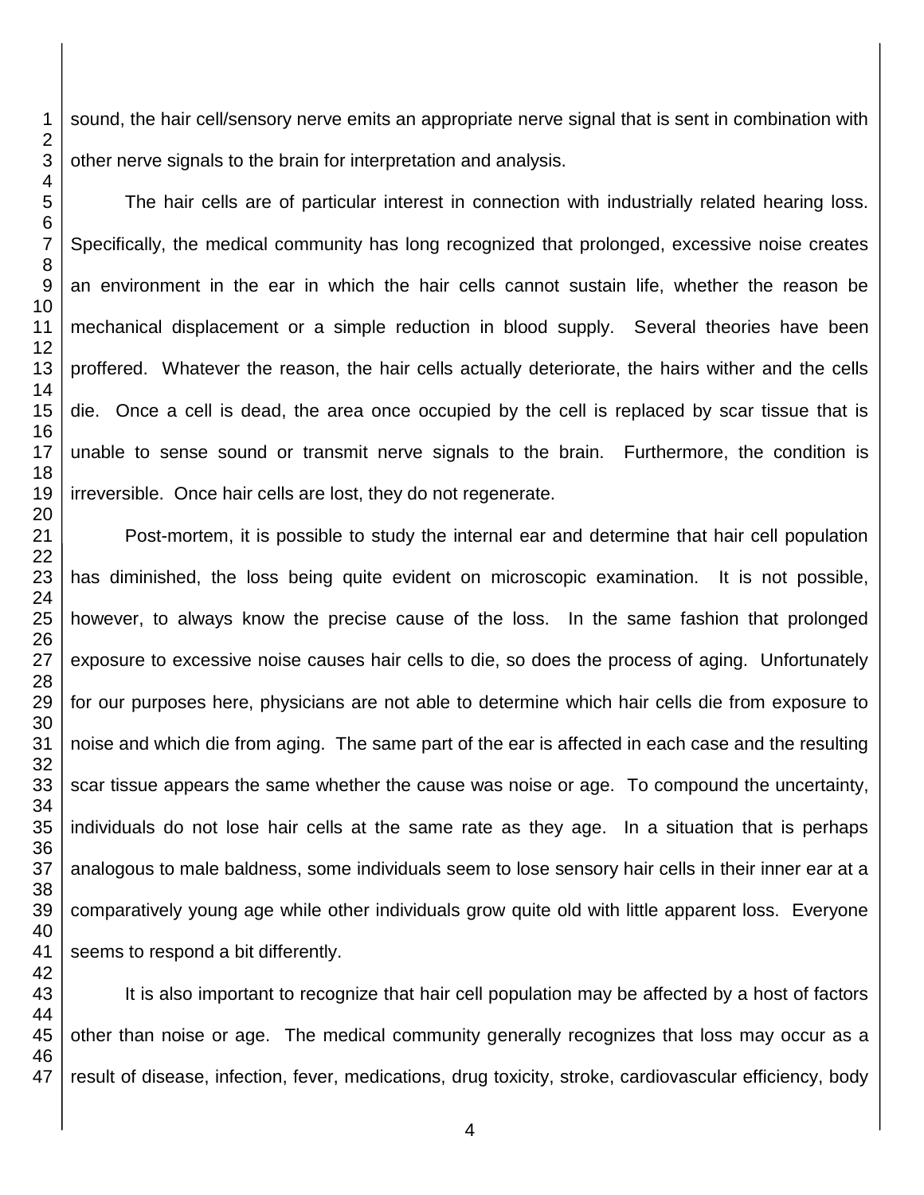sound, the hair cell/sensory nerve emits an appropriate nerve signal that is sent in combination with other nerve signals to the brain for interpretation and analysis.

The hair cells are of particular interest in connection with industrially related hearing loss. Specifically, the medical community has long recognized that prolonged, excessive noise creates an environment in the ear in which the hair cells cannot sustain life, whether the reason be mechanical displacement or a simple reduction in blood supply. Several theories have been proffered. Whatever the reason, the hair cells actually deteriorate, the hairs wither and the cells die. Once a cell is dead, the area once occupied by the cell is replaced by scar tissue that is unable to sense sound or transmit nerve signals to the brain. Furthermore, the condition is irreversible. Once hair cells are lost, they do not regenerate.

Post-mortem, it is possible to study the internal ear and determine that hair cell population has diminished, the loss being quite evident on microscopic examination. It is not possible, however, to always know the precise cause of the loss. In the same fashion that prolonged exposure to excessive noise causes hair cells to die, so does the process of aging. Unfortunately for our purposes here, physicians are not able to determine which hair cells die from exposure to noise and which die from aging. The same part of the ear is affected in each case and the resulting scar tissue appears the same whether the cause was noise or age. To compound the uncertainty, individuals do not lose hair cells at the same rate as they age. In a situation that is perhaps analogous to male baldness, some individuals seem to lose sensory hair cells in their inner ear at a comparatively young age while other individuals grow quite old with little apparent loss. Everyone seems to respond a bit differently.

It is also important to recognize that hair cell population may be affected by a host of factors other than noise or age. The medical community generally recognizes that loss may occur as a result of disease, infection, fever, medications, drug toxicity, stroke, cardiovascular efficiency, body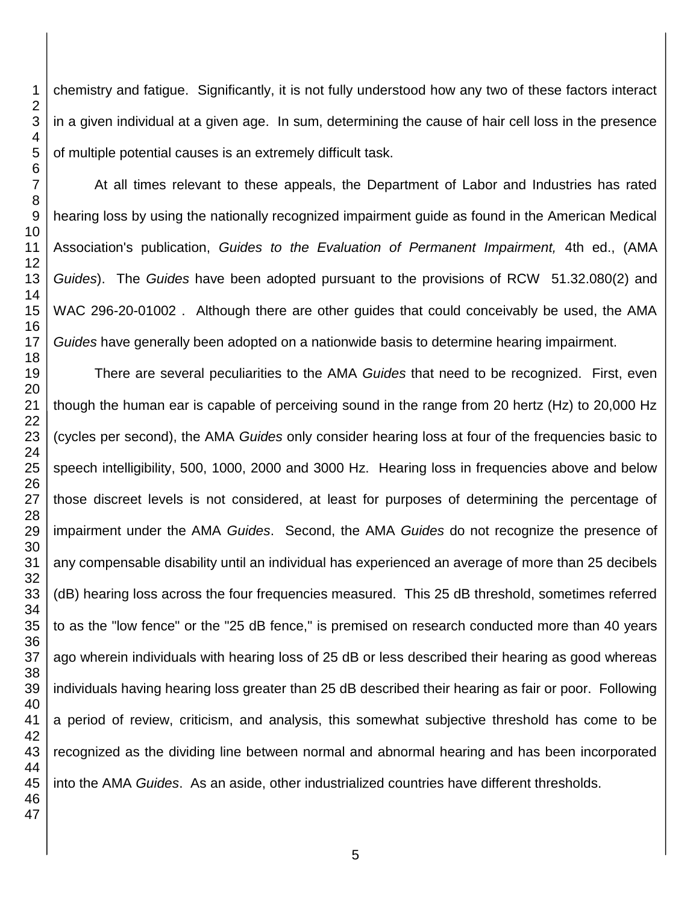chemistry and fatigue. Significantly, it is not fully understood how any two of these factors interact in a given individual at a given age. In sum, determining the cause of hair cell loss in the presence of multiple potential causes is an extremely difficult task.

At all times relevant to these appeals, the Department of Labor and Industries has rated hearing loss by using the nationally recognized impairment guide as found in the American Medical Association's publication, *Guides to the Evaluation of Permanent Impairment,* 4th ed., (AMA *Guides*). The *Guides* have been adopted pursuant to the provisions of RCW 51.32.080(2) and WAC 296-20-01002 . Although there are other guides that could conceivably be used, the AMA *Guides* have generally been adopted on a nationwide basis to determine hearing impairment.

There are several peculiarities to the AMA *Guides* that need to be recognized. First, even though the human ear is capable of perceiving sound in the range from 20 hertz (Hz) to 20,000 Hz (cycles per second), the AMA *Guides* only consider hearing loss at four of the frequencies basic to speech intelligibility, 500, 1000, 2000 and 3000 Hz. Hearing loss in frequencies above and below those discreet levels is not considered, at least for purposes of determining the percentage of impairment under the AMA *Guides*. Second, the AMA *Guides* do not recognize the presence of any compensable disability until an individual has experienced an average of more than 25 decibels (dB) hearing loss across the four frequencies measured. This 25 dB threshold, sometimes referred to as the "low fence" or the "25 dB fence," is premised on research conducted more than 40 years ago wherein individuals with hearing loss of 25 dB or less described their hearing as good whereas individuals having hearing loss greater than 25 dB described their hearing as fair or poor. Following a period of review, criticism, and analysis, this somewhat subjective threshold has come to be recognized as the dividing line between normal and abnormal hearing and has been incorporated into the AMA *Guides*. As an aside, other industrialized countries have different thresholds.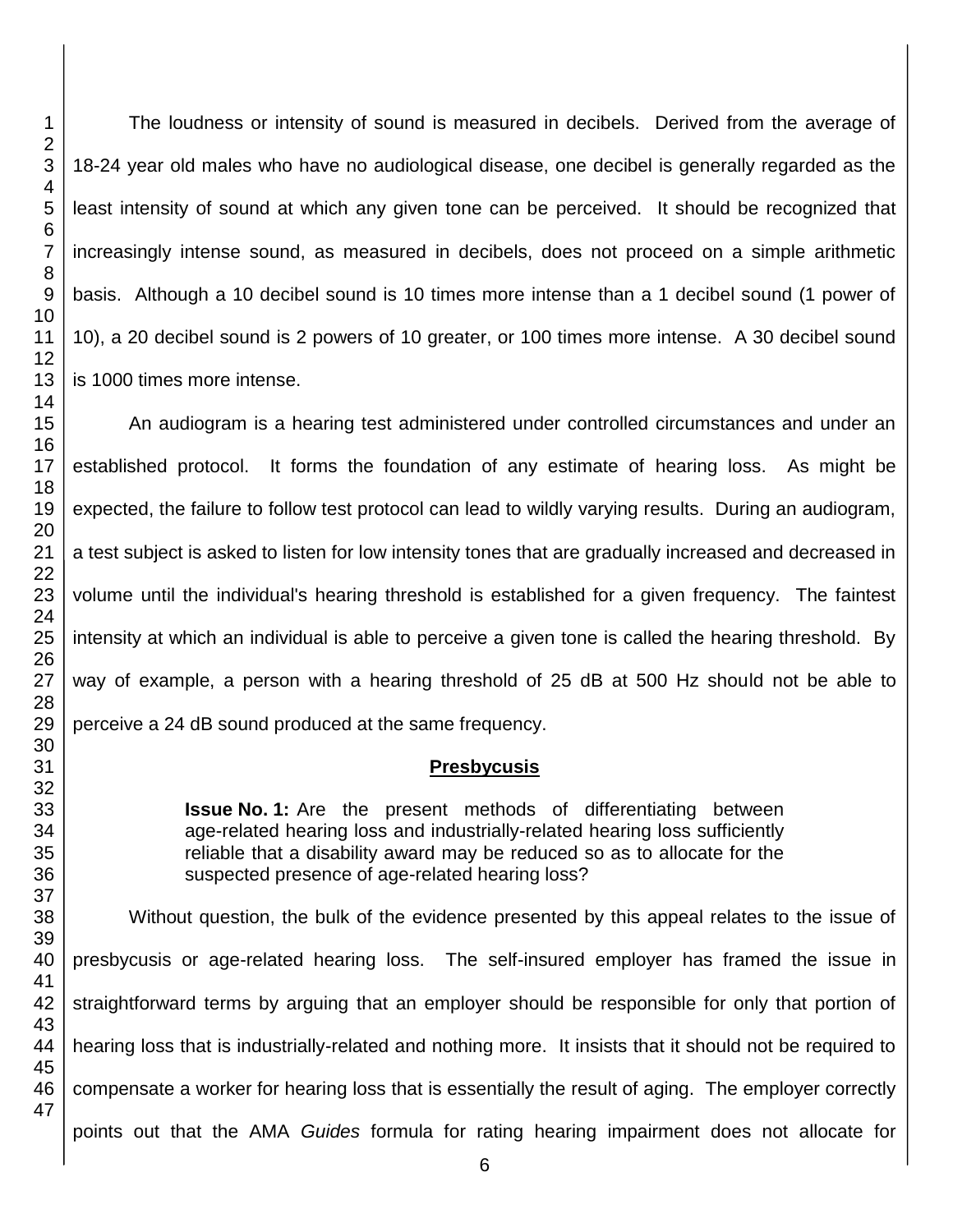The loudness or intensity of sound is measured in decibels. Derived from the average of 18-24 year old males who have no audiological disease, one decibel is generally regarded as the least intensity of sound at which any given tone can be perceived. It should be recognized that increasingly intense sound, as measured in decibels, does not proceed on a simple arithmetic basis. Although a 10 decibel sound is 10 times more intense than a 1 decibel sound (1 power of 10), a 20 decibel sound is 2 powers of 10 greater, or 100 times more intense. A 30 decibel sound is 1000 times more intense.

An audiogram is a hearing test administered under controlled circumstances and under an established protocol. It forms the foundation of any estimate of hearing loss. As might be expected, the failure to follow test protocol can lead to wildly varying results. During an audiogram, a test subject is asked to listen for low intensity tones that are gradually increased and decreased in volume until the individual's hearing threshold is established for a given frequency. The faintest intensity at which an individual is able to perceive a given tone is called the hearing threshold. By way of example, a person with a hearing threshold of 25 dB at 500 Hz should not be able to perceive a 24 dB sound produced at the same frequency.

## Presbycusis

> **Issue No. 1:** Are the present methods of differentiating between age-related hearing loss and industrially-related hearing loss sufficiently reliable that a disability award may be reduced so as to allocate for the suspected presence of age-related hearing loss?

Without question, the bulk of the evidence presented by this appeal relates to the issue of presbycusis or age-related hearing loss. The self-insured employer has framed the issue in straightforward terms by arguing that an employer should be responsible for only that portion of hearing loss that is industrially-related and nothing more. It insists that it should not be required to compensate a worker for hearing loss that is essentially the result of aging. The employer correctly points out that the AMA *Guides* formula for rating hearing impairment does not allocate for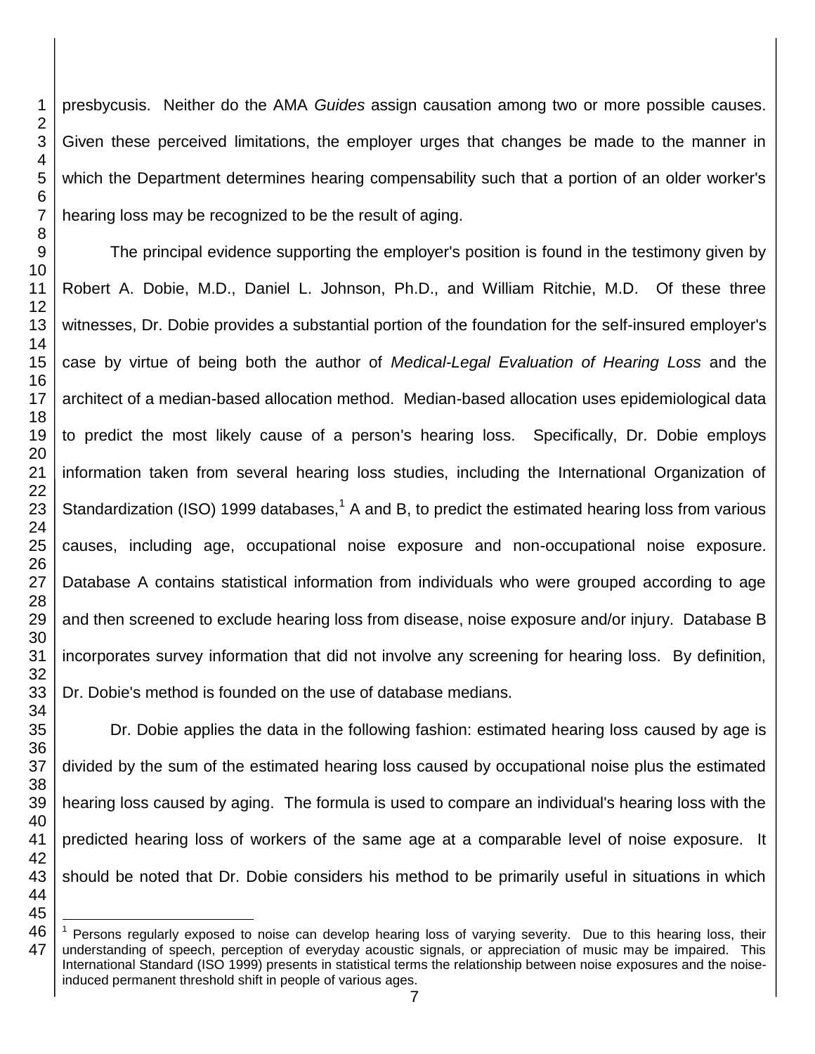presbycusis. Neither do the AMA *Guides* assign causation among two or more possible causes. Given these perceived limitations, the employer urges that changes be made to the manner in which the Department determines hearing compensability such that a portion of an older worker's hearing loss may be recognized to be the result of aging.

The principal evidence supporting the employer's position is found in the testimony given by Robert A. Dobie, M.D., Daniel L. Johnson, Ph.D., and William Ritchie, M.D. Of these three witnesses, Dr. Dobie provides a substantial portion of the foundation for the self-insured employer's case by virtue of being both the author of *Medical-Legal Evaluation of Hearing Loss* and the architect of a median-based allocation method. Median-based allocation uses epidemiological data to predict the most likely cause of a person's hearing loss. Specifically, Dr. Dobie employs information taken from several hearing loss studies, including the International Organization of Standardization (ISO) 1999 databases,[1] A and B, to predict the estimated hearing loss from various causes, including age, occupational noise exposure and non-occupational noise exposure. Database A contains statistical information from individuals who were grouped according to age and then screened to exclude hearing loss from disease, noise exposure and/or injury. Database B incorporates survey information that did not involve any screening for hearing loss. By definition, Dr. Dobie's method is founded on the use of database medians.

Dr. Dobie applies the data in the following fashion: estimated hearing loss caused by age is divided by the sum of the estimated hearing loss caused by occupational noise plus the estimated hearing loss caused by aging. The formula is used to compare an individual's hearing loss with the predicted hearing loss of workers of the same age at a comparable level of noise exposure. It should be noted that Dr. Dobie considers his method to be primarily useful in situations in which

---

[1] Persons regularly exposed to noise can develop hearing loss of varying severity. Due to this hearing loss, their understanding of speech, perception of everyday acoustic signals, or appreciation of music may be impaired. This International Standard (ISO 1999) presents in statistical terms the relationship between noise exposures and the noise-induced permanent threshold shift in people of various ages.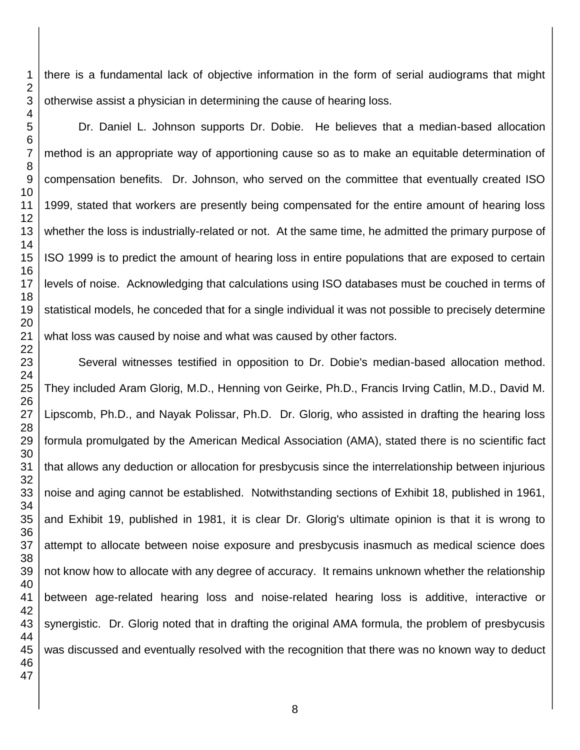there is a fundamental lack of objective information in the form of serial audiograms that might otherwise assist a physician in determining the cause of hearing loss.

Dr. Daniel L. Johnson supports Dr. Dobie. He believes that a median-based allocation method is an appropriate way of apportioning cause so as to make an equitable determination of compensation benefits. Dr. Johnson, who served on the committee that eventually created ISO 1999, stated that workers are presently being compensated for the entire amount of hearing loss whether the loss is industrially-related or not. At the same time, he admitted the primary purpose of ISO 1999 is to predict the amount of hearing loss in entire populations that are exposed to certain levels of noise. Acknowledging that calculations using ISO databases must be couched in terms of statistical models, he conceded that for a single individual it was not possible to precisely determine what loss was caused by noise and what was caused by other factors.

Several witnesses testified in opposition to Dr. Dobie's median-based allocation method. They included Aram Glorig, M.D., Henning von Geirke, Ph.D., Francis Irving Catlin, M.D., David M. Lipscomb, Ph.D., and Nayak Polissar, Ph.D. Dr. Glorig, who assisted in drafting the hearing loss formula promulgated by the American Medical Association (AMA), stated there is no scientific fact that allows any deduction or allocation for presbycusis since the interrelationship between injurious noise and aging cannot be established. Notwithstanding sections of Exhibit 18, published in 1961, and Exhibit 19, published in 1981, it is clear Dr. Glorig's ultimate opinion is that it is wrong to attempt to allocate between noise exposure and presbycusis inasmuch as medical science does not know how to allocate with any degree of accuracy. It remains unknown whether the relationship between age-related hearing loss and noise-related hearing loss is additive, interactive or synergistic. Dr. Glorig noted that in drafting the original AMA formula, the problem of presbycusis was discussed and eventually resolved with the recognition that there was no known way to deduct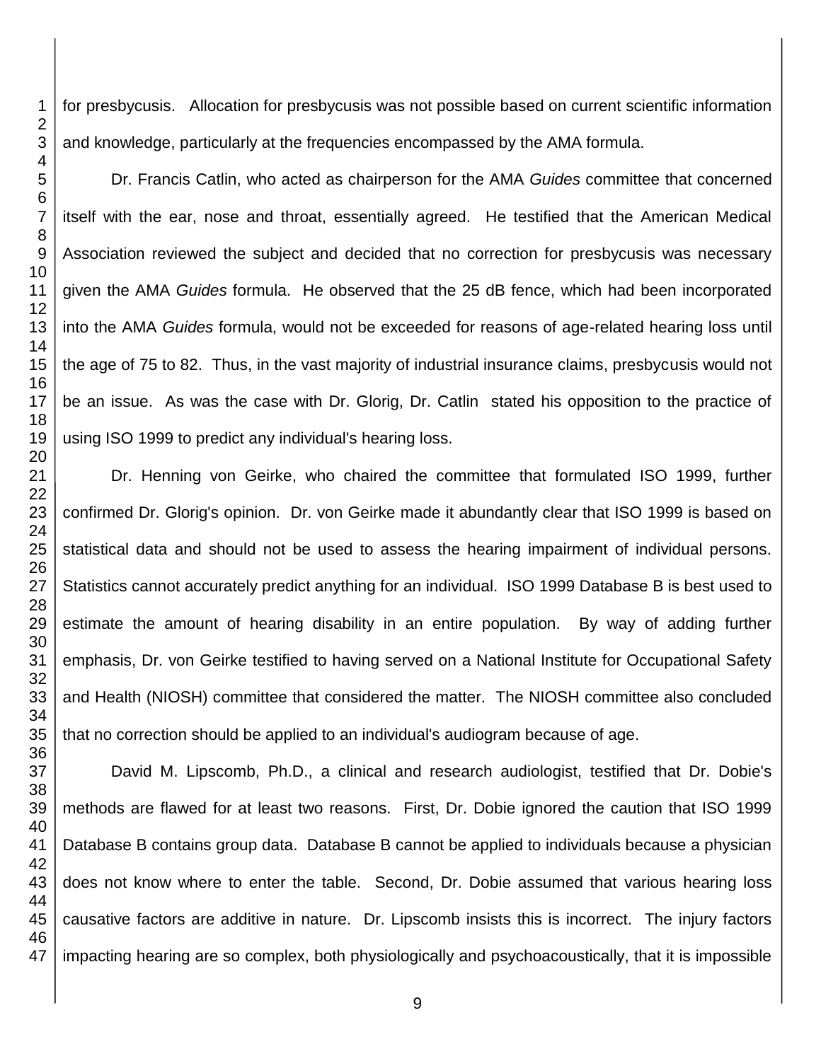for presbycusis. Allocation for presbycusis was not possible based on current scientific information and knowledge, particularly at the frequencies encompassed by the AMA formula.

Dr. Francis Catlin, who acted as chairperson for the AMA *Guides* committee that concerned itself with the ear, nose and throat, essentially agreed. He testified that the American Medical Association reviewed the subject and decided that no correction for presbycusis was necessary given the AMA *Guides* formula. He observed that the 25 dB fence, which had been incorporated into the AMA *Guides* formula, would not be exceeded for reasons of age-related hearing loss until the age of 75 to 82. Thus, in the vast majority of industrial insurance claims, presbycusis would not be an issue. As was the case with Dr. Glorig, Dr. Catlin stated his opposition to the practice of using ISO 1999 to predict any individual's hearing loss.

Dr. Henning von Geirke, who chaired the committee that formulated ISO 1999, further confirmed Dr. Glorig's opinion. Dr. von Geirke made it abundantly clear that ISO 1999 is based on statistical data and should not be used to assess the hearing impairment of individual persons. Statistics cannot accurately predict anything for an individual. ISO 1999 Database B is best used to estimate the amount of hearing disability in an entire population. By way of adding further emphasis, Dr. von Geirke testified to having served on a National Institute for Occupational Safety and Health (NIOSH) committee that considered the matter. The NIOSH committee also concluded that no correction should be applied to an individual's audiogram because of age.

David M. Lipscomb, Ph.D., a clinical and research audiologist, testified that Dr. Dobie's methods are flawed for at least two reasons. First, Dr. Dobie ignored the caution that ISO 1999 Database B contains group data. Database B cannot be applied to individuals because a physician does not know where to enter the table. Second, Dr. Dobie assumed that various hearing loss causative factors are additive in nature. Dr. Lipscomb insists this is incorrect. The injury factors impacting hearing are so complex, both physiologically and psychoacoustically, that it is impossible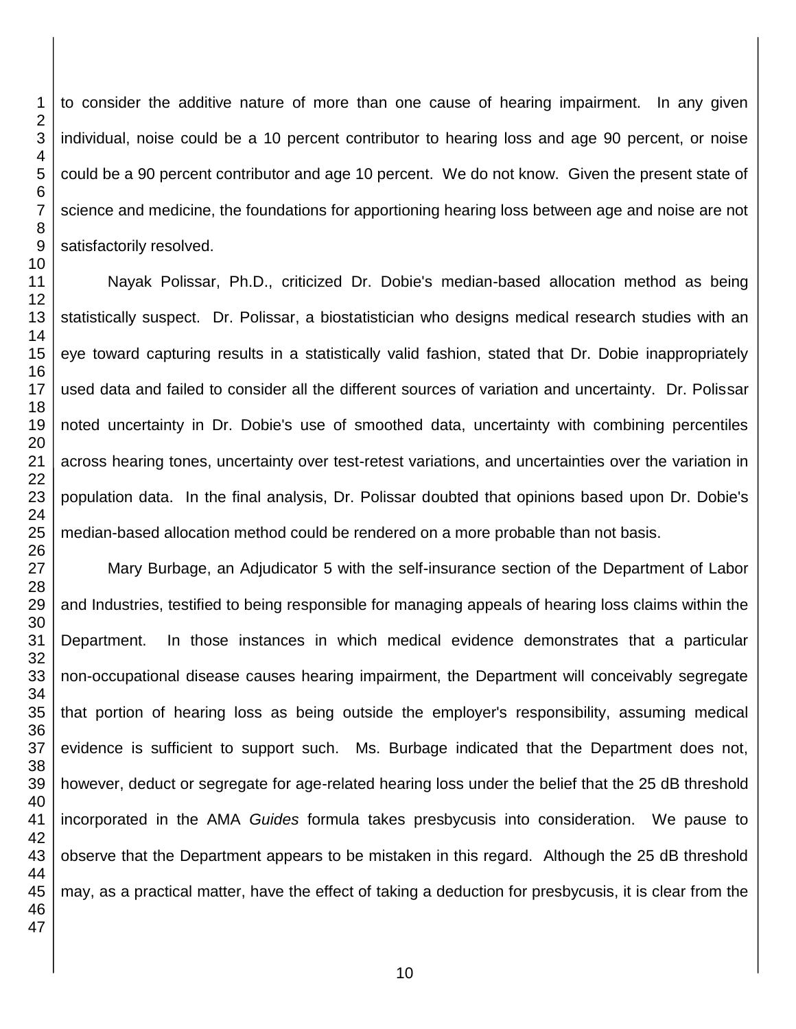to consider the additive nature of more than one cause of hearing impairment. In any given individual, noise could be a 10 percent contributor to hearing loss and age 90 percent, or noise could be a 90 percent contributor and age 10 percent. We do not know. Given the present state of science and medicine, the foundations for apportioning hearing loss between age and noise are not satisfactorily resolved.

Nayak Polissar, Ph.D., criticized Dr. Dobie's median-based allocation method as being statistically suspect. Dr. Polissar, a biostatistician who designs medical research studies with an eye toward capturing results in a statistically valid fashion, stated that Dr. Dobie inappropriately used data and failed to consider all the different sources of variation and uncertainty. Dr. Polissar noted uncertainty in Dr. Dobie's use of smoothed data, uncertainty with combining percentiles across hearing tones, uncertainty over test-retest variations, and uncertainties over the variation in population data. In the final analysis, Dr. Polissar doubted that opinions based upon Dr. Dobie's median-based allocation method could be rendered on a more probable than not basis.

Mary Burbage, an Adjudicator 5 with the self-insurance section of the Department of Labor and Industries, testified to being responsible for managing appeals of hearing loss claims within the Department. In those instances in which medical evidence demonstrates that a particular non-occupational disease causes hearing impairment, the Department will conceivably segregate that portion of hearing loss as being outside the employer's responsibility, assuming medical evidence is sufficient to support such. Ms. Burbage indicated that the Department does not, however, deduct or segregate for age-related hearing loss under the belief that the 25 dB threshold incorporated in the AMA *Guides* formula takes presbycusis into consideration. We pause to observe that the Department appears to be mistaken in this regard. Although the 25 dB threshold may, as a practical matter, have the effect of taking a deduction for presbycusis, it is clear from the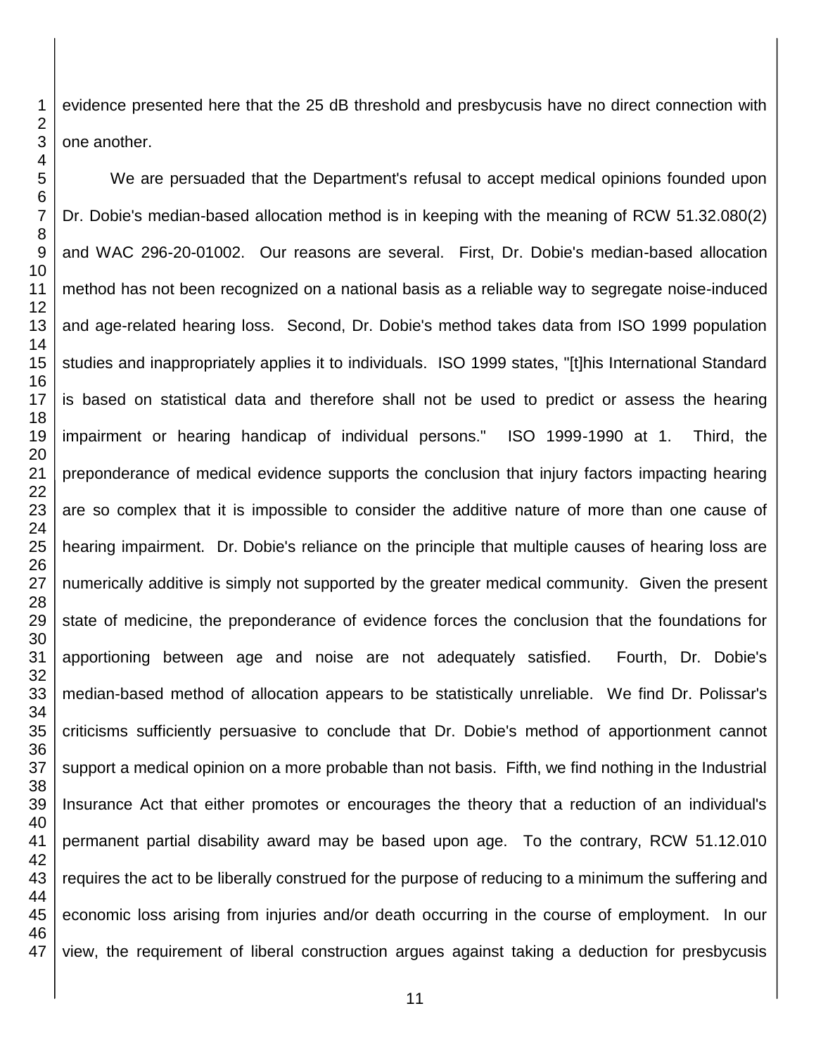evidence presented here that the 25 dB threshold and presbycusis have no direct connection with one another.

We are persuaded that the Department's refusal to accept medical opinions founded upon Dr. Dobie's median-based allocation method is in keeping with the meaning of RCW 51.32.080(2) and WAC 296-20-01002. Our reasons are several. First, Dr. Dobie's median-based allocation method has not been recognized on a national basis as a reliable way to segregate noise-induced and age-related hearing loss. Second, Dr. Dobie's method takes data from ISO 1999 population studies and inappropriately applies it to individuals. ISO 1999 states, "[t]his International Standard is based on statistical data and therefore shall not be used to predict or assess the hearing impairment or hearing handicap of individual persons." ISO 1999-1990 at 1. Third, the preponderance of medical evidence supports the conclusion that injury factors impacting hearing are so complex that it is impossible to consider the additive nature of more than one cause of hearing impairment. Dr. Dobie's reliance on the principle that multiple causes of hearing loss are numerically additive is simply not supported by the greater medical community. Given the present state of medicine, the preponderance of evidence forces the conclusion that the foundations for apportioning between age and noise are not adequately satisfied. Fourth, Dr. Dobie's median-based method of allocation appears to be statistically unreliable. We find Dr. Polissar's criticisms sufficiently persuasive to conclude that Dr. Dobie's method of apportionment cannot support a medical opinion on a more probable than not basis. Fifth, we find nothing in the Industrial Insurance Act that either promotes or encourages the theory that a reduction of an individual's permanent partial disability award may be based upon age. To the contrary, RCW 51.12.010 requires the act to be liberally construed for the purpose of reducing to a minimum the suffering and economic loss arising from injuries and/or death occurring in the course of employment. In our view, the requirement of liberal construction argues against taking a deduction for presbycusis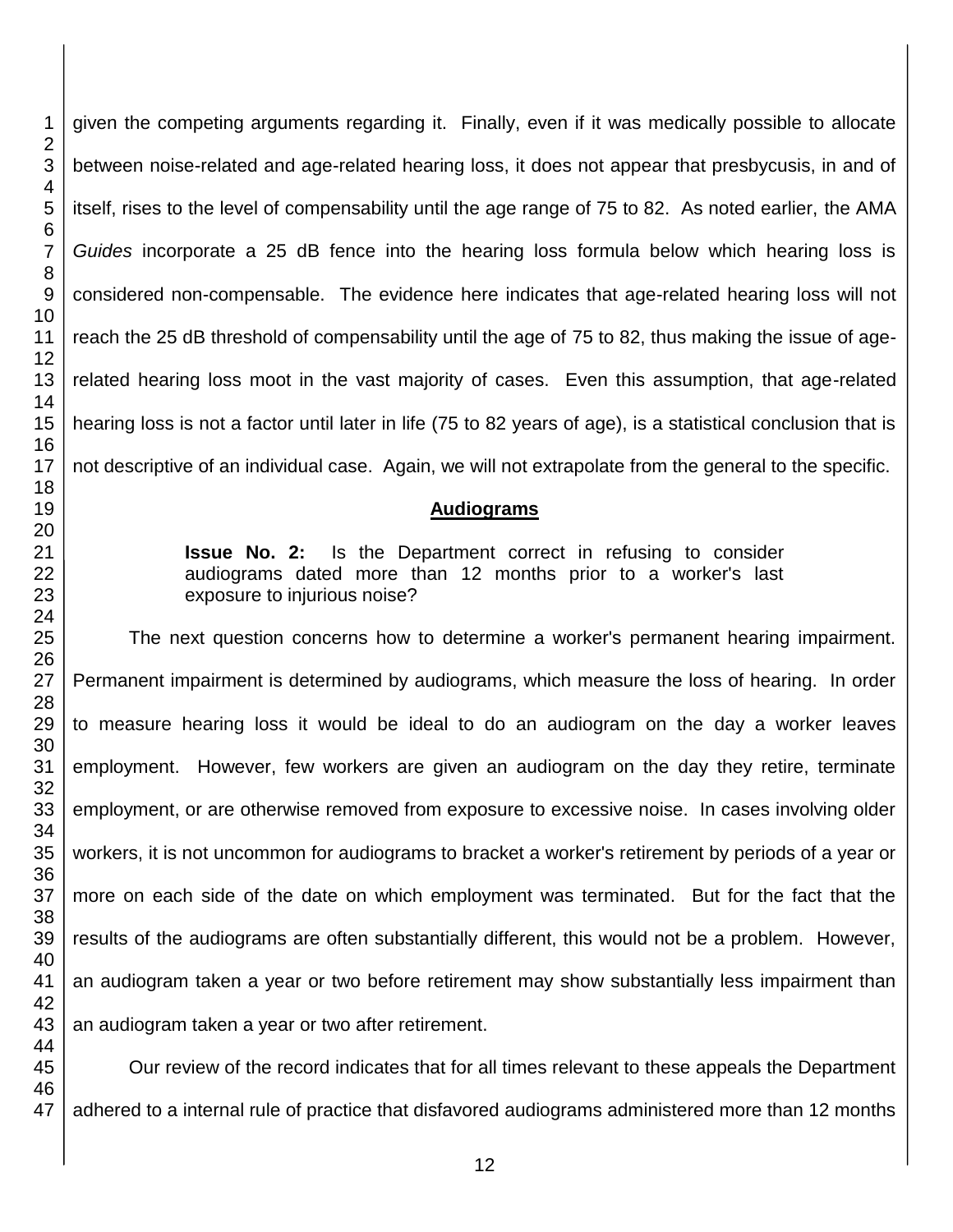given the competing arguments regarding it. Finally, even if it was medically possible to allocate between noise-related and age-related hearing loss, it does not appear that presbycusis, in and of itself, rises to the level of compensability until the age range of 75 to 82. As noted earlier, the AMA *Guides* incorporate a 25 dB fence into the hearing loss formula below which hearing loss is considered non-compensable. The evidence here indicates that age-related hearing loss will not reach the 25 dB threshold of compensability until the age of 75 to 82, thus making the issue of age-related hearing loss moot in the vast majority of cases. Even this assumption, that age-related hearing loss is not a factor until later in life (75 to 82 years of age), is a statistical conclusion that is not descriptive of an individual case. Again, we will not extrapolate from the general to the specific.

## Audiograms

> **Issue No. 2:** Is the Department correct in refusing to consider audiograms dated more than 12 months prior to a worker's last exposure to injurious noise?

The next question concerns how to determine a worker's permanent hearing impairment. Permanent impairment is determined by audiograms, which measure the loss of hearing. In order to measure hearing loss it would be ideal to do an audiogram on the day a worker leaves employment. However, few workers are given an audiogram on the day they retire, terminate employment, or are otherwise removed from exposure to excessive noise. In cases involving older workers, it is not uncommon for audiograms to bracket a worker's retirement by periods of a year or more on each side of the date on which employment was terminated. But for the fact that the results of the audiograms are often substantially different, this would not be a problem. However, an audiogram taken a year or two before retirement may show substantially less impairment than an audiogram taken a year or two after retirement.

Our review of the record indicates that for all times relevant to these appeals the Department adhered to a internal rule of practice that disfavored audiograms administered more than 12 months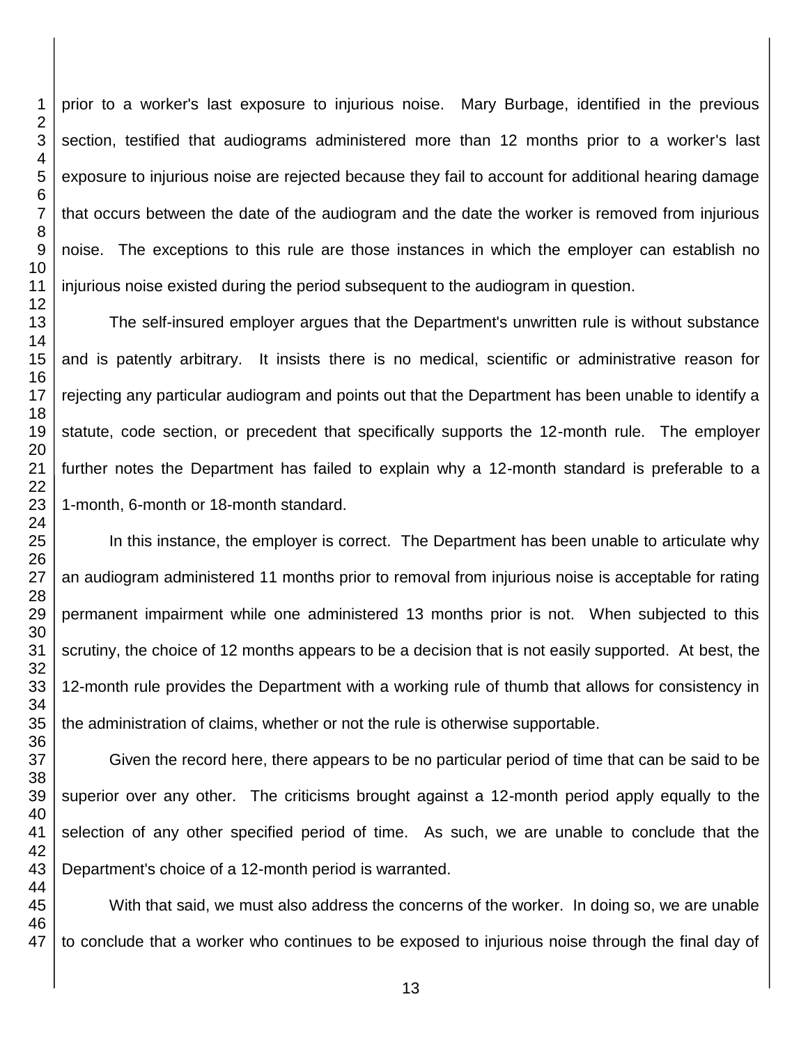prior to a worker's last exposure to injurious noise. Mary Burbage, identified in the previous section, testified that audiograms administered more than 12 months prior to a worker's last exposure to injurious noise are rejected because they fail to account for additional hearing damage that occurs between the date of the audiogram and the date the worker is removed from injurious noise. The exceptions to this rule are those instances in which the employer can establish no injurious noise existed during the period subsequent to the audiogram in question.

The self-insured employer argues that the Department's unwritten rule is without substance and is patently arbitrary. It insists there is no medical, scientific or administrative reason for rejecting any particular audiogram and points out that the Department has been unable to identify a statute, code section, or precedent that specifically supports the 12-month rule. The employer further notes the Department has failed to explain why a 12-month standard is preferable to a 1-month, 6-month or 18-month standard.

In this instance, the employer is correct. The Department has been unable to articulate why an audiogram administered 11 months prior to removal from injurious noise is acceptable for rating permanent impairment while one administered 13 months prior is not. When subjected to this scrutiny, the choice of 12 months appears to be a decision that is not easily supported. At best, the 12-month rule provides the Department with a working rule of thumb that allows for consistency in the administration of claims, whether or not the rule is otherwise supportable.

Given the record here, there appears to be no particular period of time that can be said to be superior over any other. The criticisms brought against a 12-month period apply equally to the selection of any other specified period of time. As such, we are unable to conclude that the Department's choice of a 12-month period is warranted.

With that said, we must also address the concerns of the worker. In doing so, we are unable to conclude that a worker who continues to be exposed to injurious noise through the final day of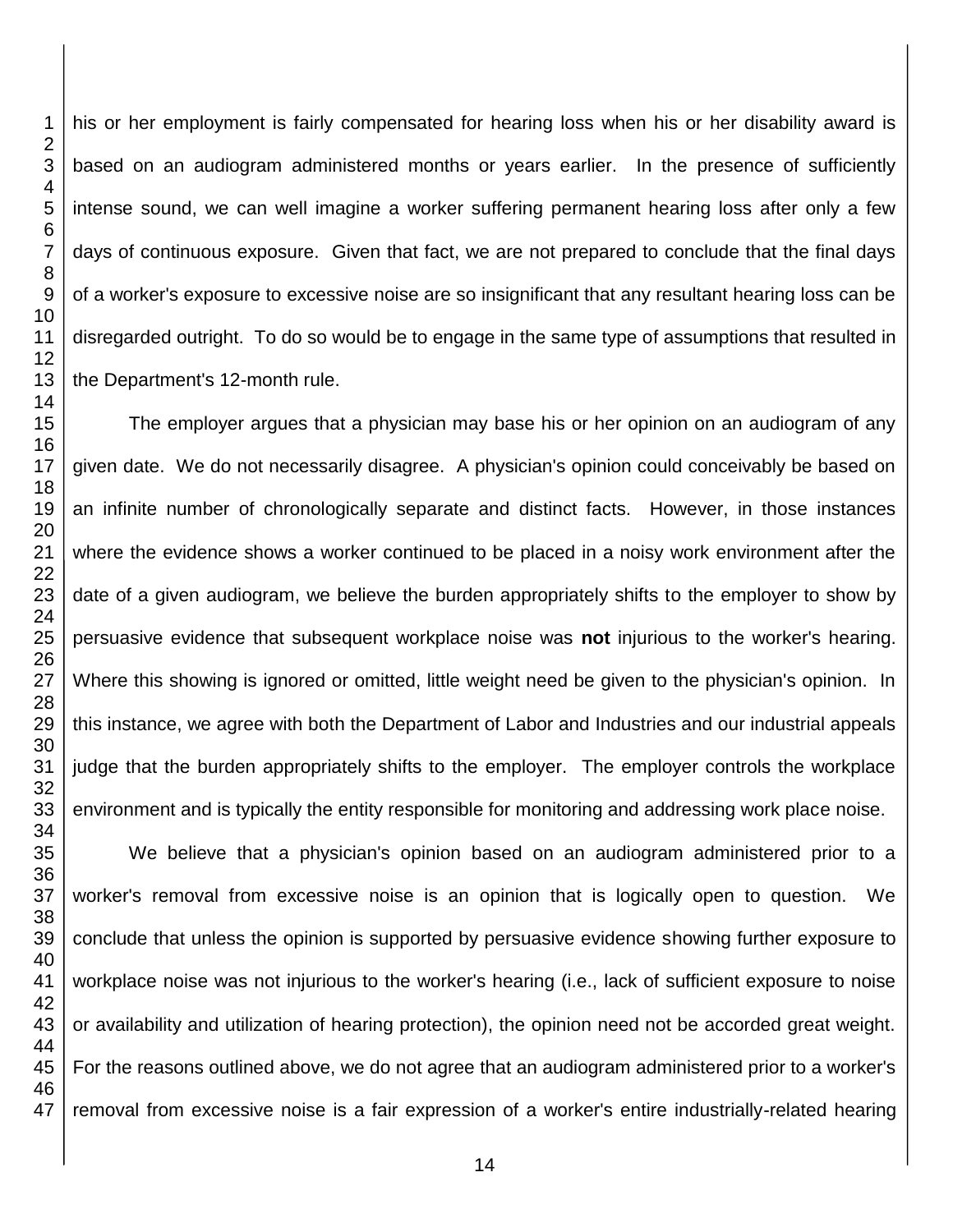his or her employment is fairly compensated for hearing loss when his or her disability award is based on an audiogram administered months or years earlier. In the presence of sufficiently intense sound, we can well imagine a worker suffering permanent hearing loss after only a few days of continuous exposure. Given that fact, we are not prepared to conclude that the final days of a worker's exposure to excessive noise are so insignificant that any resultant hearing loss can be disregarded outright. To do so would be to engage in the same type of assumptions that resulted in the Department's 12-month rule.

The employer argues that a physician may base his or her opinion on an audiogram of any given date. We do not necessarily disagree. A physician's opinion could conceivably be based on an infinite number of chronologically separate and distinct facts. However, in those instances where the evidence shows a worker continued to be placed in a noisy work environment after the date of a given audiogram, we believe the burden appropriately shifts to the employer to show by persuasive evidence that subsequent workplace noise was **not** injurious to the worker's hearing. Where this showing is ignored or omitted, little weight need be given to the physician's opinion. In this instance, we agree with both the Department of Labor and Industries and our industrial appeals judge that the burden appropriately shifts to the employer. The employer controls the workplace environment and is typically the entity responsible for monitoring and addressing work place noise.

We believe that a physician's opinion based on an audiogram administered prior to a worker's removal from excessive noise is an opinion that is logically open to question. We conclude that unless the opinion is supported by persuasive evidence showing further exposure to workplace noise was not injurious to the worker's hearing (i.e., lack of sufficient exposure to noise or availability and utilization of hearing protection), the opinion need not be accorded great weight. For the reasons outlined above, we do not agree that an audiogram administered prior to a worker's removal from excessive noise is a fair expression of a worker's entire industrially-related hearing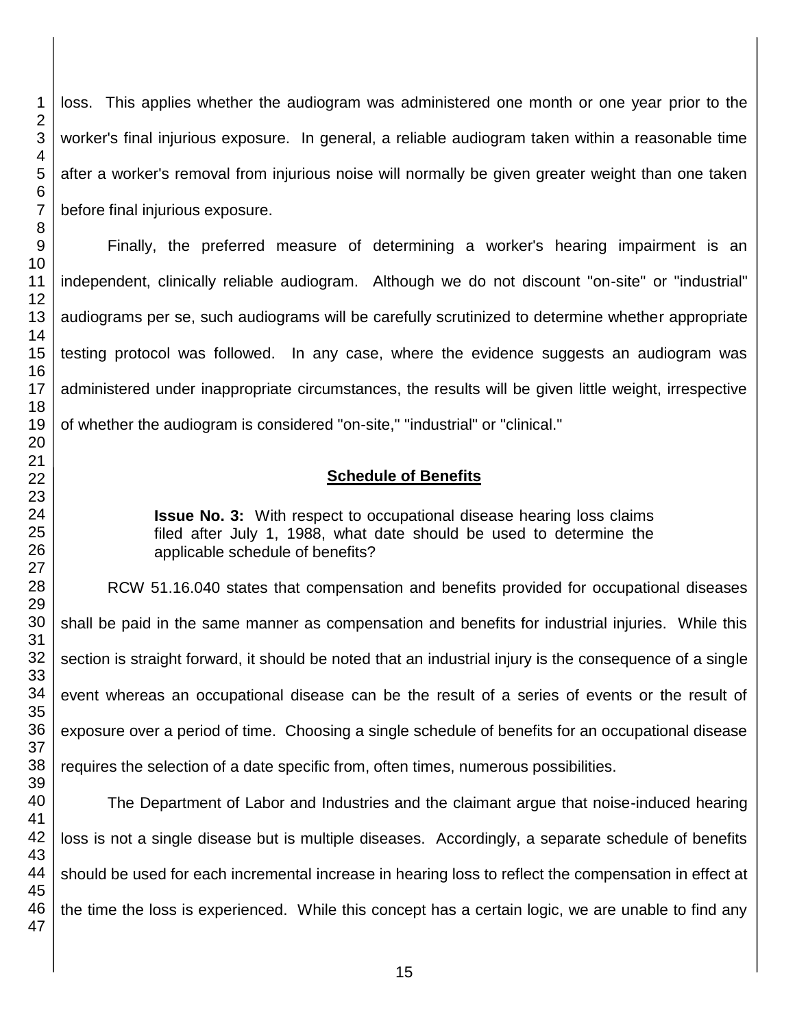loss. This applies whether the audiogram was administered one month or one year prior to the worker's final injurious exposure. In general, a reliable audiogram taken within a reasonable time after a worker's removal from injurious noise will normally be given greater weight than one taken before final injurious exposure.

Finally, the preferred measure of determining a worker's hearing impairment is an independent, clinically reliable audiogram. Although we do not discount "on-site" or "industrial" audiograms per se, such audiograms will be carefully scrutinized to determine whether appropriate testing protocol was followed. In any case, where the evidence suggests an audiogram was administered under inappropriate circumstances, the results will be given little weight, irrespective of whether the audiogram is considered "on-site," "industrial" or "clinical."

## Schedule of Benefits

> **Issue No. 3:** With respect to occupational disease hearing loss claims filed after July 1, 1988, what date should be used to determine the applicable schedule of benefits?

RCW 51.16.040 states that compensation and benefits provided for occupational diseases shall be paid in the same manner as compensation and benefits for industrial injuries. While this section is straight forward, it should be noted that an industrial injury is the consequence of a single event whereas an occupational disease can be the result of a series of events or the result of exposure over a period of time. Choosing a single schedule of benefits for an occupational disease requires the selection of a date specific from, often times, numerous possibilities.

The Department of Labor and Industries and the claimant argue that noise-induced hearing loss is not a single disease but is multiple diseases. Accordingly, a separate schedule of benefits should be used for each incremental increase in hearing loss to reflect the compensation in effect at the time the loss is experienced. While this concept has a certain logic, we are unable to find any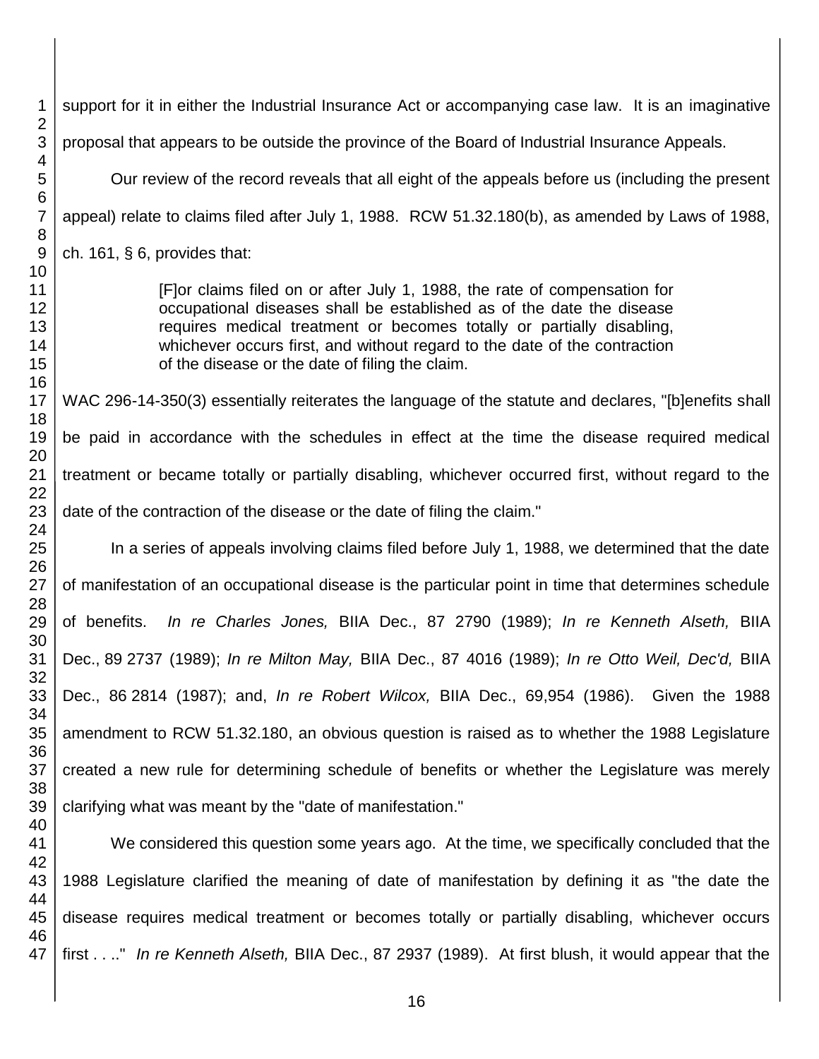support for it in either the Industrial Insurance Act or accompanying case law. It is an imaginative proposal that appears to be outside the province of the Board of Industrial Insurance Appeals.

Our review of the record reveals that all eight of the appeals before us (including the present appeal) relate to claims filed after July 1, 1988. RCW 51.32.180(b), as amended by Laws of 1988, ch. 161, § 6, provides that:

> [F]or claims filed on or after July 1, 1988, the rate of compensation for occupational diseases shall be established as of the date the disease requires medical treatment or becomes totally or partially disabling, whichever occurs first, and without regard to the date of the contraction of the disease or the date of filing the claim.

WAC 296-14-350(3) essentially reiterates the language of the statute and declares, "[b]enefits shall be paid in accordance with the schedules in effect at the time the disease required medical treatment or became totally or partially disabling, whichever occurred first, without regard to the date of the contraction of the disease or the date of filing the claim."

In a series of appeals involving claims filed before July 1, 1988, we determined that the date of manifestation of an occupational disease is the particular point in time that determines schedule of benefits. *In re Charles Jones,* BIIA Dec., 87 2790 (1989); *In re Kenneth Alseth,* BIIA Dec., 89 2737 (1989); *In re Milton May,* BIIA Dec., 87 4016 (1989); *In re Otto Weil, Dec'd,* BIIA Dec., 86 2814 (1987); and, *In re Robert Wilcox,* BIIA Dec., 69,954 (1986). Given the 1988 amendment to RCW 51.32.180, an obvious question is raised as to whether the 1988 Legislature created a new rule for determining schedule of benefits or whether the Legislature was merely clarifying what was meant by the "date of manifestation."

We considered this question some years ago. At the time, we specifically concluded that the 1988 Legislature clarified the meaning of date of manifestation by defining it as "the date the disease requires medical treatment or becomes totally or partially disabling, whichever occurs first . . .." *In re Kenneth Alseth,* BIIA Dec., 87 2937 (1989). At first blush, it would appear that the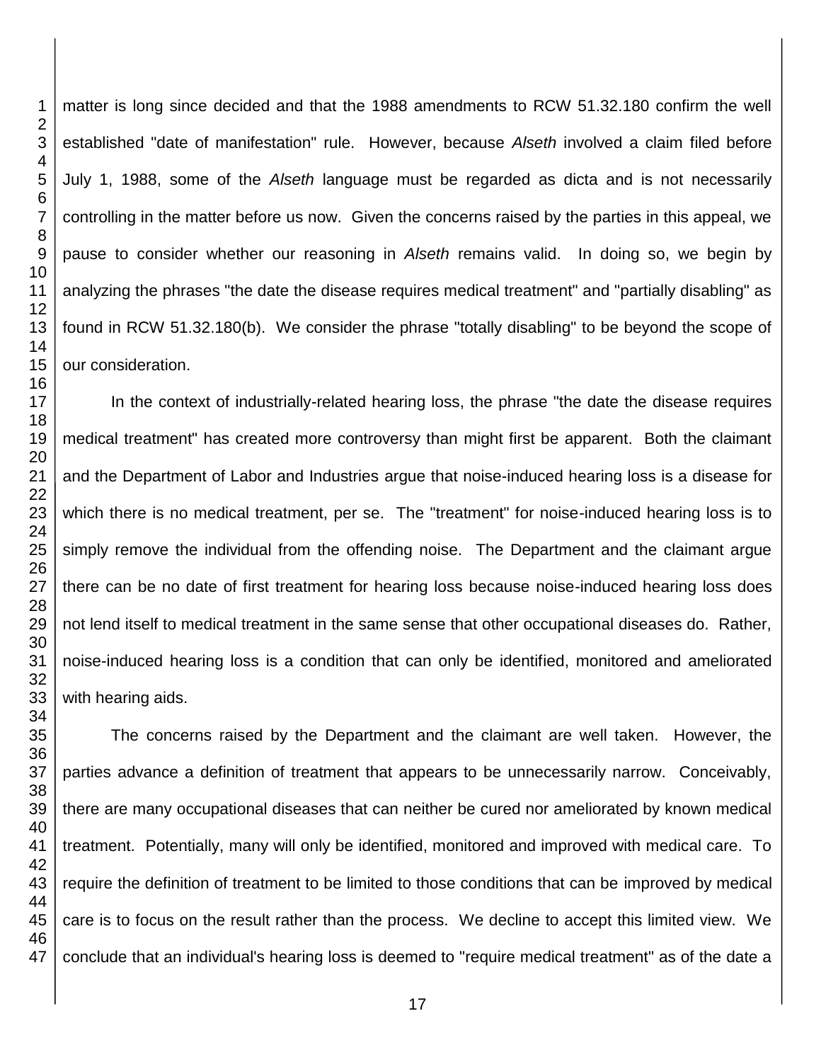matter is long since decided and that the 1988 amendments to RCW 51.32.180 confirm the well established "date of manifestation" rule. However, because *Alseth* involved a claim filed before July 1, 1988, some of the *Alseth* language must be regarded as dicta and is not necessarily controlling in the matter before us now. Given the concerns raised by the parties in this appeal, we pause to consider whether our reasoning in *Alseth* remains valid. In doing so, we begin by analyzing the phrases "the date the disease requires medical treatment" and "partially disabling" as found in RCW 51.32.180(b). We consider the phrase "totally disabling" to be beyond the scope of our consideration.

In the context of industrially-related hearing loss, the phrase "the date the disease requires medical treatment" has created more controversy than might first be apparent. Both the claimant and the Department of Labor and Industries argue that noise-induced hearing loss is a disease for which there is no medical treatment, per se. The "treatment" for noise-induced hearing loss is to simply remove the individual from the offending noise. The Department and the claimant argue there can be no date of first treatment for hearing loss because noise-induced hearing loss does not lend itself to medical treatment in the same sense that other occupational diseases do. Rather, noise-induced hearing loss is a condition that can only be identified, monitored and ameliorated with hearing aids.

The concerns raised by the Department and the claimant are well taken. However, the parties advance a definition of treatment that appears to be unnecessarily narrow. Conceivably, there are many occupational diseases that can neither be cured nor ameliorated by known medical treatment. Potentially, many will only be identified, monitored and improved with medical care. To require the definition of treatment to be limited to those conditions that can be improved by medical care is to focus on the result rather than the process. We decline to accept this limited view. We conclude that an individual's hearing loss is deemed to "require medical treatment" as of the date a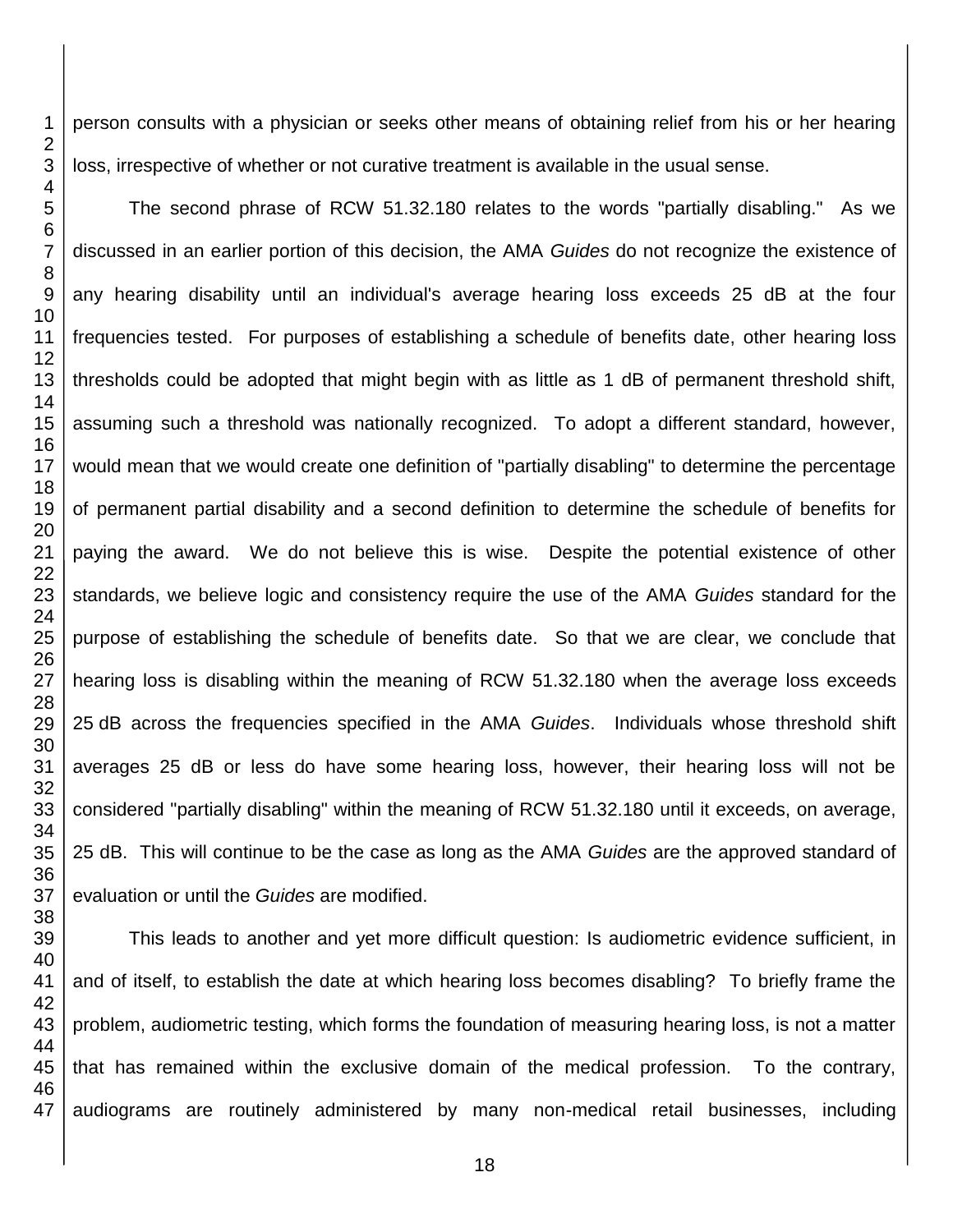person consults with a physician or seeks other means of obtaining relief from his or her hearing loss, irrespective of whether or not curative treatment is available in the usual sense.

The second phrase of RCW 51.32.180 relates to the words "partially disabling." As we discussed in an earlier portion of this decision, the AMA *Guides* do not recognize the existence of any hearing disability until an individual's average hearing loss exceeds 25 dB at the four frequencies tested. For purposes of establishing a schedule of benefits date, other hearing loss thresholds could be adopted that might begin with as little as 1 dB of permanent threshold shift, assuming such a threshold was nationally recognized. To adopt a different standard, however, would mean that we would create one definition of "partially disabling" to determine the percentage of permanent partial disability and a second definition to determine the schedule of benefits for paying the award. We do not believe this is wise. Despite the potential existence of other standards, we believe logic and consistency require the use of the AMA *Guides* standard for the purpose of establishing the schedule of benefits date. So that we are clear, we conclude that hearing loss is disabling within the meaning of RCW 51.32.180 when the average loss exceeds 25 dB across the frequencies specified in the AMA *Guides*. Individuals whose threshold shift averages 25 dB or less do have some hearing loss, however, their hearing loss will not be considered "partially disabling" within the meaning of RCW 51.32.180 until it exceeds, on average, 25 dB. This will continue to be the case as long as the AMA *Guides* are the approved standard of evaluation or until the *Guides* are modified.

This leads to another and yet more difficult question: Is audiometric evidence sufficient, in and of itself, to establish the date at which hearing loss becomes disabling? To briefly frame the problem, audiometric testing, which forms the foundation of measuring hearing loss, is not a matter that has remained within the exclusive domain of the medical profession. To the contrary, audiograms are routinely administered by many non-medical retail businesses, including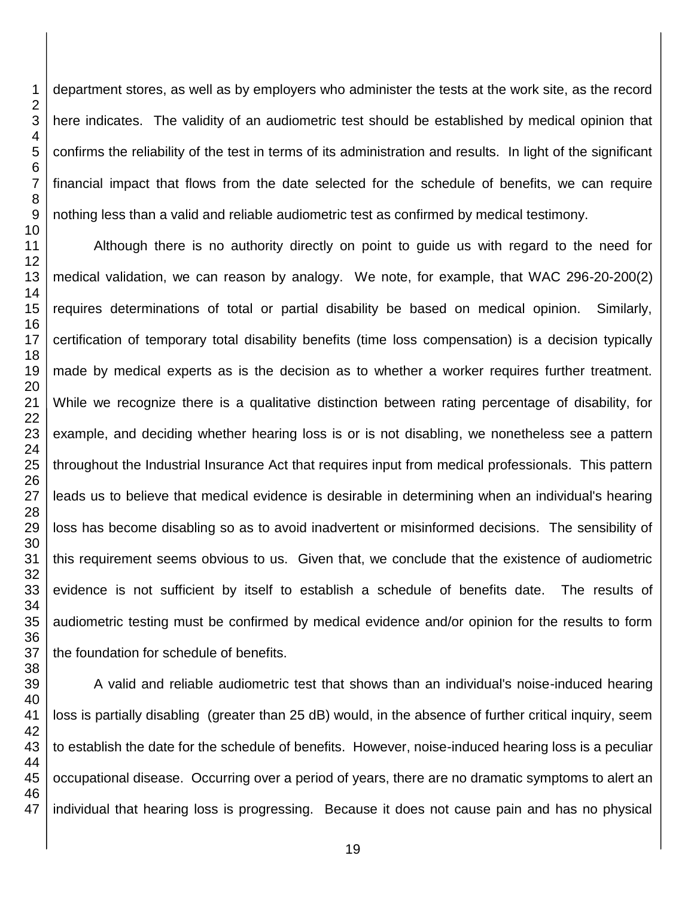department stores, as well as by employers who administer the tests at the work site, as the record here indicates. The validity of an audiometric test should be established by medical opinion that confirms the reliability of the test in terms of its administration and results. In light of the significant financial impact that flows from the date selected for the schedule of benefits, we can require nothing less than a valid and reliable audiometric test as confirmed by medical testimony.

Although there is no authority directly on point to guide us with regard to the need for medical validation, we can reason by analogy. We note, for example, that WAC 296-20-200(2) requires determinations of total or partial disability be based on medical opinion. Similarly, certification of temporary total disability benefits (time loss compensation) is a decision typically made by medical experts as is the decision as to whether a worker requires further treatment. While we recognize there is a qualitative distinction between rating percentage of disability, for example, and deciding whether hearing loss is or is not disabling, we nonetheless see a pattern throughout the Industrial Insurance Act that requires input from medical professionals. This pattern leads us to believe that medical evidence is desirable in determining when an individual's hearing loss has become disabling so as to avoid inadvertent or misinformed decisions. The sensibility of this requirement seems obvious to us. Given that, we conclude that the existence of audiometric evidence is not sufficient by itself to establish a schedule of benefits date. The results of audiometric testing must be confirmed by medical evidence and/or opinion for the results to form the foundation for schedule of benefits.

A valid and reliable audiometric test that shows than an individual's noise-induced hearing loss is partially disabling (greater than 25 dB) would, in the absence of further critical inquiry, seem to establish the date for the schedule of benefits. However, noise-induced hearing loss is a peculiar occupational disease. Occurring over a period of years, there are no dramatic symptoms to alert an individual that hearing loss is progressing. Because it does not cause pain and has no physical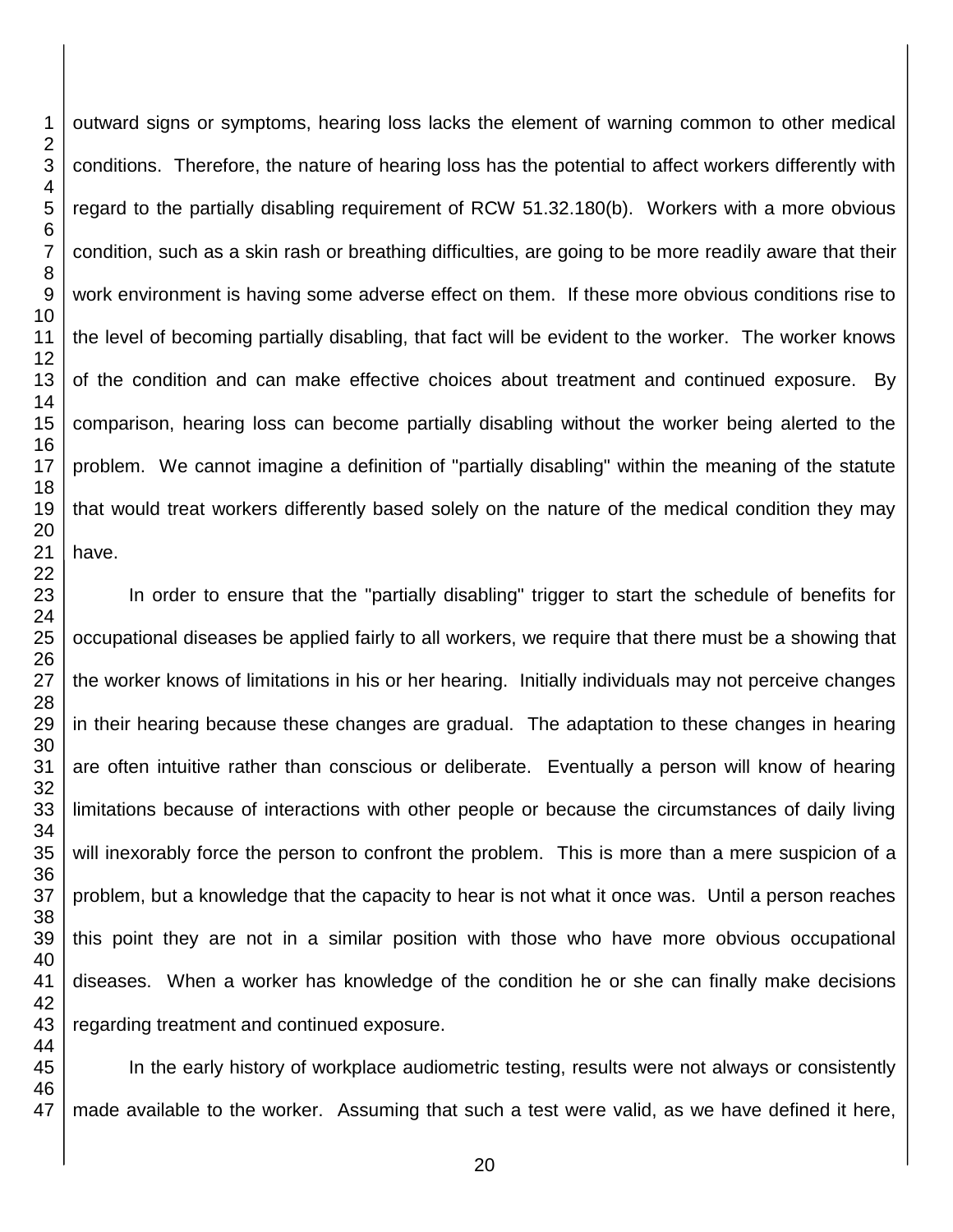outward signs or symptoms, hearing loss lacks the element of warning common to other medical conditions. Therefore, the nature of hearing loss has the potential to affect workers differently with regard to the partially disabling requirement of RCW 51.32.180(b). Workers with a more obvious condition, such as a skin rash or breathing difficulties, are going to be more readily aware that their work environment is having some adverse effect on them. If these more obvious conditions rise to the level of becoming partially disabling, that fact will be evident to the worker. The worker knows of the condition and can make effective choices about treatment and continued exposure. By comparison, hearing loss can become partially disabling without the worker being alerted to the problem. We cannot imagine a definition of "partially disabling" within the meaning of the statute that would treat workers differently based solely on the nature of the medical condition they may have.

In order to ensure that the "partially disabling" trigger to start the schedule of benefits for occupational diseases be applied fairly to all workers, we require that there must be a showing that the worker knows of limitations in his or her hearing. Initially individuals may not perceive changes in their hearing because these changes are gradual. The adaptation to these changes in hearing are often intuitive rather than conscious or deliberate. Eventually a person will know of hearing limitations because of interactions with other people or because the circumstances of daily living will inexorably force the person to confront the problem. This is more than a mere suspicion of a problem, but a knowledge that the capacity to hear is not what it once was. Until a person reaches this point they are not in a similar position with those who have more obvious occupational diseases. When a worker has knowledge of the condition he or she can finally make decisions regarding treatment and continued exposure.

In the early history of workplace audiometric testing, results were not always or consistently made available to the worker. Assuming that such a test were valid, as we have defined it here,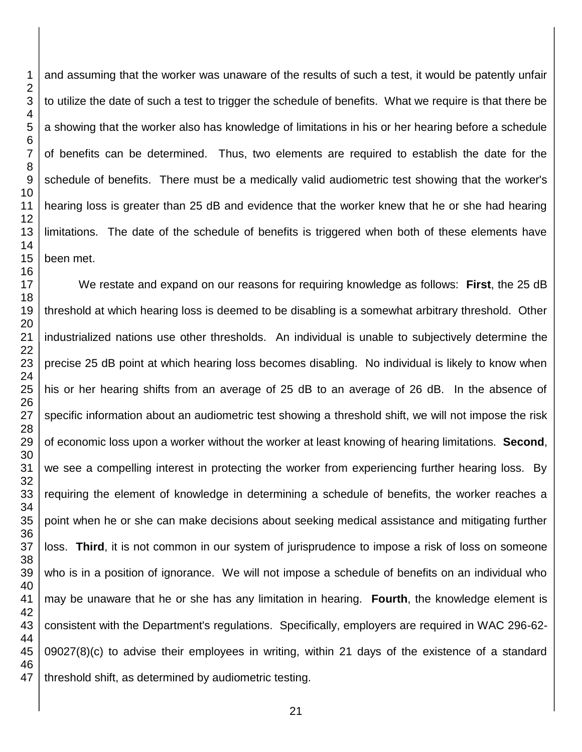and assuming that the worker was unaware of the results of such a test, it would be patently unfair to utilize the date of such a test to trigger the schedule of benefits. What we require is that there be a showing that the worker also has knowledge of limitations in his or her hearing before a schedule of benefits can be determined. Thus, two elements are required to establish the date for the schedule of benefits. There must be a medically valid audiometric test showing that the worker's hearing loss is greater than 25 dB and evidence that the worker knew that he or she had hearing limitations. The date of the schedule of benefits is triggered when both of these elements have been met.

We restate and expand on our reasons for requiring knowledge as follows: **First**, the 25 dB threshold at which hearing loss is deemed to be disabling is a somewhat arbitrary threshold. Other industrialized nations use other thresholds. An individual is unable to subjectively determine the precise 25 dB point at which hearing loss becomes disabling. No individual is likely to know when his or her hearing shifts from an average of 25 dB to an average of 26 dB. In the absence of specific information about an audiometric test showing a threshold shift, we will not impose the risk of economic loss upon a worker without the worker at least knowing of hearing limitations. **Second**, we see a compelling interest in protecting the worker from experiencing further hearing loss. By requiring the element of knowledge in determining a schedule of benefits, the worker reaches a point when he or she can make decisions about seeking medical assistance and mitigating further loss. **Third**, it is not common in our system of jurisprudence to impose a risk of loss on someone who is in a position of ignorance. We will not impose a schedule of benefits on an individual who may be unaware that he or she has any limitation in hearing. **Fourth**, the knowledge element is consistent with the Department's regulations. Specifically, employers are required in WAC 296-62-09027(8)(c) to advise their employees in writing, within 21 days of the existence of a standard threshold shift, as determined by audiometric testing.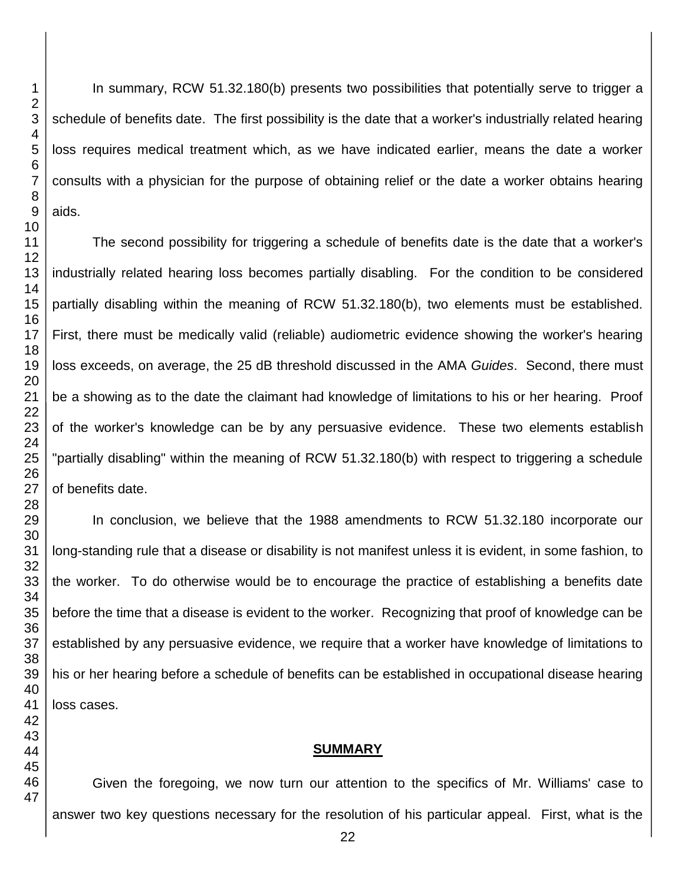In summary, RCW 51.32.180(b) presents two possibilities that potentially serve to trigger a schedule of benefits date. The first possibility is the date that a worker's industrially related hearing loss requires medical treatment which, as we have indicated earlier, means the date a worker consults with a physician for the purpose of obtaining relief or the date a worker obtains hearing aids.

The second possibility for triggering a schedule of benefits date is the date that a worker's industrially related hearing loss becomes partially disabling. For the condition to be considered partially disabling within the meaning of RCW 51.32.180(b), two elements must be established. First, there must be medically valid (reliable) audiometric evidence showing the worker's hearing loss exceeds, on average, the 25 dB threshold discussed in the AMA *Guides*. Second, there must be a showing as to the date the claimant had knowledge of limitations to his or her hearing. Proof of the worker's knowledge can be by any persuasive evidence. These two elements establish "partially disabling" within the meaning of RCW 51.32.180(b) with respect to triggering a schedule of benefits date.

In conclusion, we believe that the 1988 amendments to RCW 51.32.180 incorporate our long-standing rule that a disease or disability is not manifest unless it is evident, in some fashion, to the worker. To do otherwise would be to encourage the practice of establishing a benefits date before the time that a disease is evident to the worker. Recognizing that proof of knowledge can be established by any persuasive evidence, we require that a worker have knowledge of limitations to his or her hearing before a schedule of benefits can be established in occupational disease hearing loss cases.

## SUMMARY

Given the foregoing, we now turn our attention to the specifics of Mr. Williams' case to answer two key questions necessary for the resolution of his particular appeal. First, what is the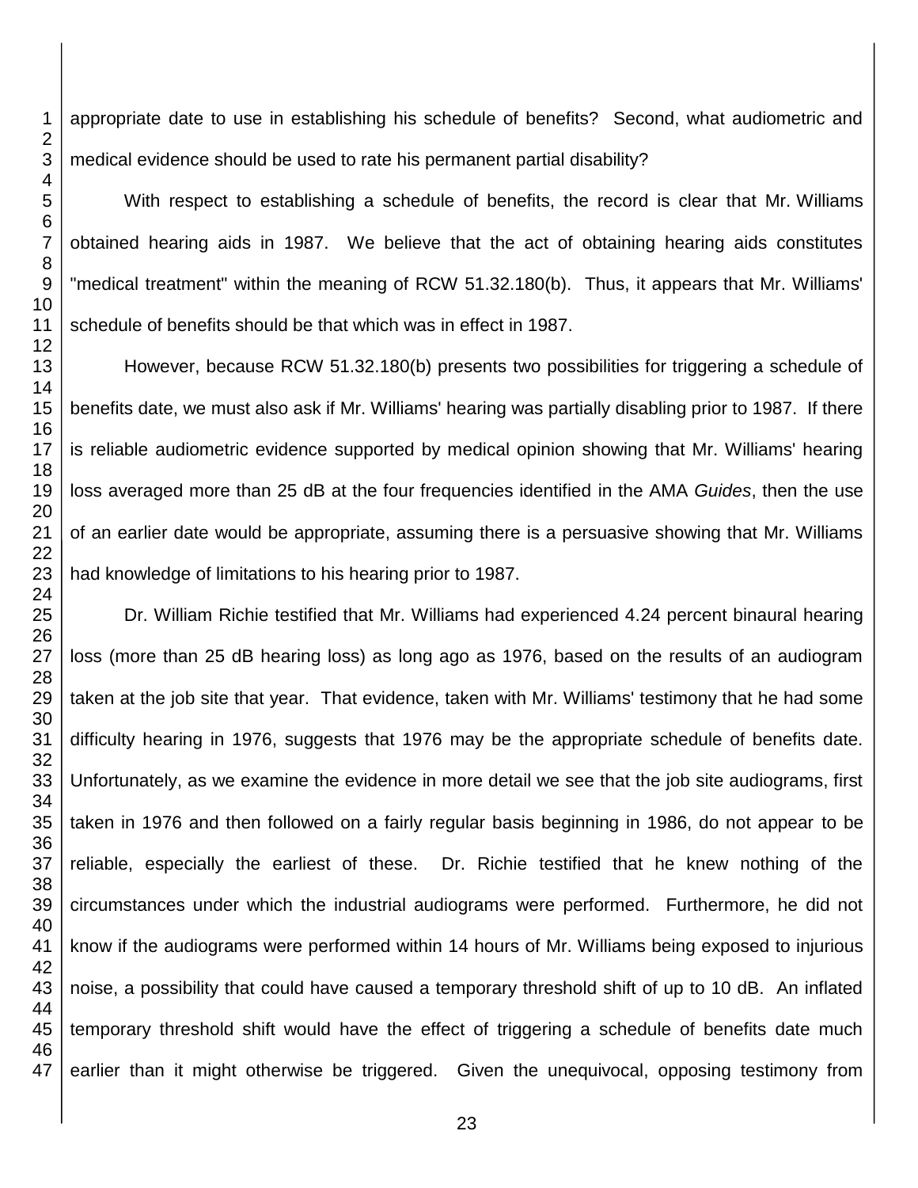appropriate date to use in establishing his schedule of benefits? Second, what audiometric and medical evidence should be used to rate his permanent partial disability?

With respect to establishing a schedule of benefits, the record is clear that Mr. Williams obtained hearing aids in 1987. We believe that the act of obtaining hearing aids constitutes "medical treatment" within the meaning of RCW 51.32.180(b). Thus, it appears that Mr. Williams' schedule of benefits should be that which was in effect in 1987.

However, because RCW 51.32.180(b) presents two possibilities for triggering a schedule of benefits date, we must also ask if Mr. Williams' hearing was partially disabling prior to 1987. If there is reliable audiometric evidence supported by medical opinion showing that Mr. Williams' hearing loss averaged more than 25 dB at the four frequencies identified in the AMA *Guides*, then the use of an earlier date would be appropriate, assuming there is a persuasive showing that Mr. Williams had knowledge of limitations to his hearing prior to 1987.

Dr. William Richie testified that Mr. Williams had experienced 4.24 percent binaural hearing loss (more than 25 dB hearing loss) as long ago as 1976, based on the results of an audiogram taken at the job site that year. That evidence, taken with Mr. Williams' testimony that he had some difficulty hearing in 1976, suggests that 1976 may be the appropriate schedule of benefits date. Unfortunately, as we examine the evidence in more detail we see that the job site audiograms, first taken in 1976 and then followed on a fairly regular basis beginning in 1986, do not appear to be reliable, especially the earliest of these. Dr. Richie testified that he knew nothing of the circumstances under which the industrial audiograms were performed. Furthermore, he did not know if the audiograms were performed within 14 hours of Mr. Williams being exposed to injurious noise, a possibility that could have caused a temporary threshold shift of up to 10 dB. An inflated temporary threshold shift would have the effect of triggering a schedule of benefits date much earlier than it might otherwise be triggered. Given the unequivocal, opposing testimony from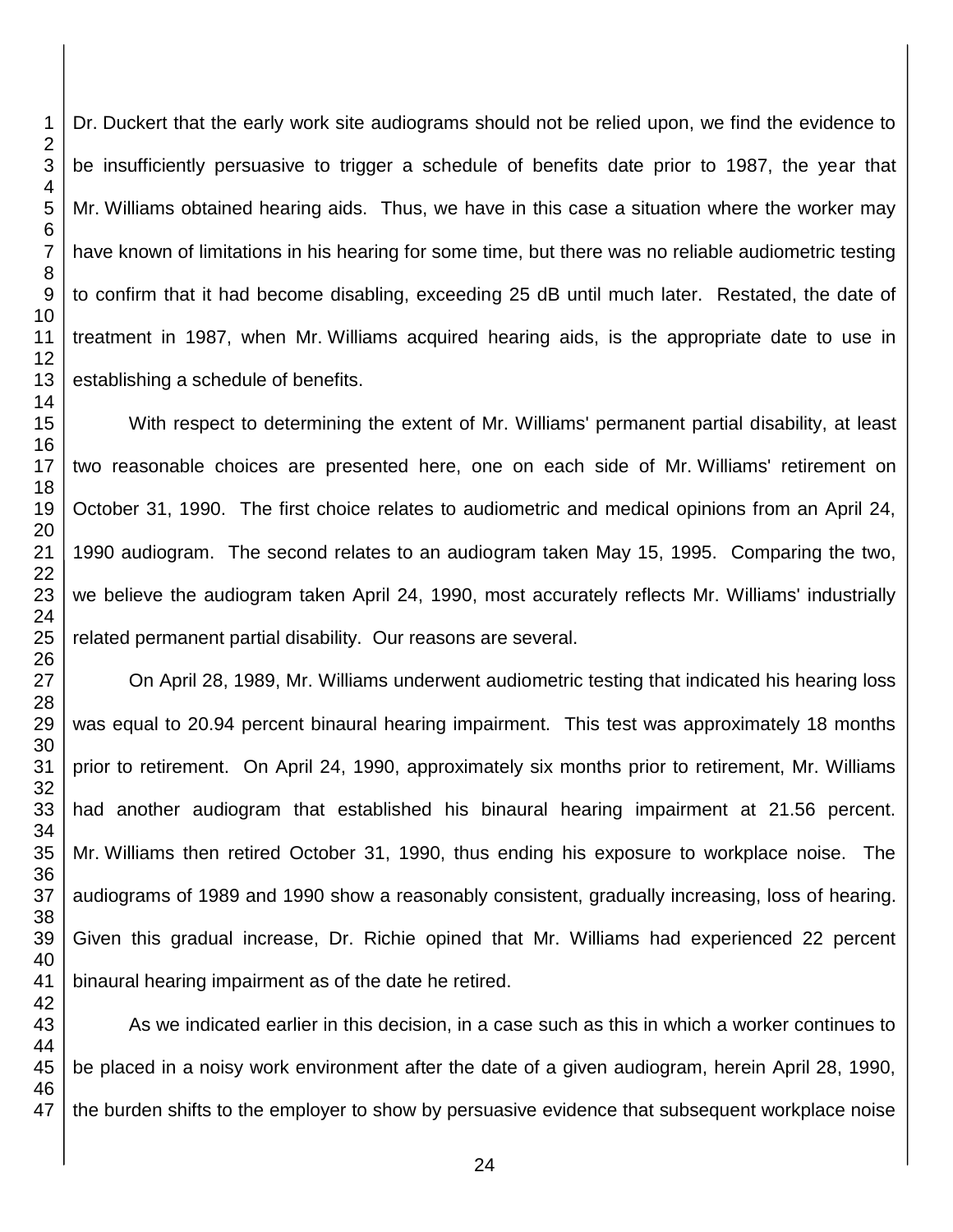Dr. Duckert that the early work site audiograms should not be relied upon, we find the evidence to be insufficiently persuasive to trigger a schedule of benefits date prior to 1987, the year that Mr. Williams obtained hearing aids. Thus, we have in this case a situation where the worker may have known of limitations in his hearing for some time, but there was no reliable audiometric testing to confirm that it had become disabling, exceeding 25 dB until much later. Restated, the date of treatment in 1987, when Mr. Williams acquired hearing aids, is the appropriate date to use in establishing a schedule of benefits.

With respect to determining the extent of Mr. Williams' permanent partial disability, at least two reasonable choices are presented here, one on each side of Mr. Williams' retirement on October 31, 1990. The first choice relates to audiometric and medical opinions from an April 24, 1990 audiogram. The second relates to an audiogram taken May 15, 1995. Comparing the two, we believe the audiogram taken April 24, 1990, most accurately reflects Mr. Williams' industrially related permanent partial disability. Our reasons are several.

On April 28, 1989, Mr. Williams underwent audiometric testing that indicated his hearing loss was equal to 20.94 percent binaural hearing impairment. This test was approximately 18 months prior to retirement. On April 24, 1990, approximately six months prior to retirement, Mr. Williams had another audiogram that established his binaural hearing impairment at 21.56 percent. Mr. Williams then retired October 31, 1990, thus ending his exposure to workplace noise. The audiograms of 1989 and 1990 show a reasonably consistent, gradually increasing, loss of hearing. Given this gradual increase, Dr. Richie opined that Mr. Williams had experienced 22 percent binaural hearing impairment as of the date he retired.

As we indicated earlier in this decision, in a case such as this in which a worker continues to be placed in a noisy work environment after the date of a given audiogram, herein April 28, 1990, the burden shifts to the employer to show by persuasive evidence that subsequent workplace noise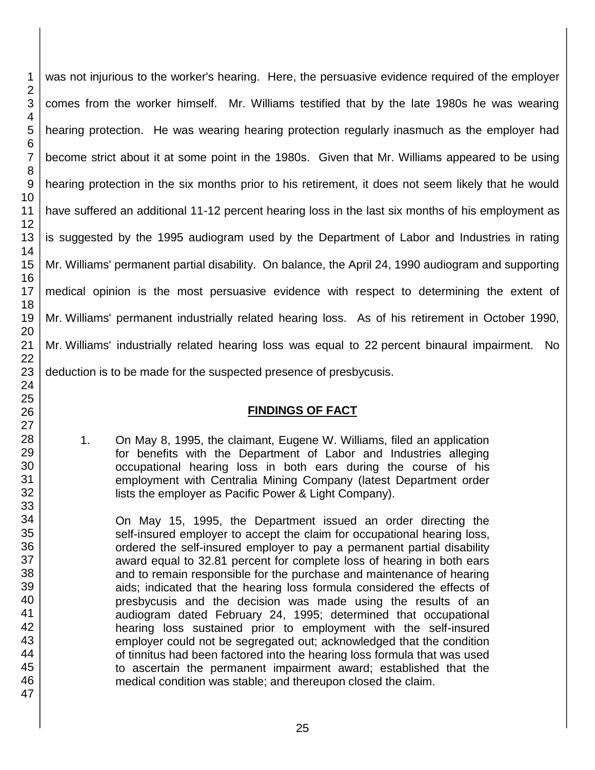was not injurious to the worker's hearing. Here, the persuasive evidence required of the employer comes from the worker himself. Mr. Williams testified that by the late 1980s he was wearing hearing protection. He was wearing hearing protection regularly inasmuch as the employer had become strict about it at some point in the 1980s. Given that Mr. Williams appeared to be using hearing protection in the six months prior to his retirement, it does not seem likely that he would have suffered an additional 11-12 percent hearing loss in the last six months of his employment as is suggested by the 1995 audiogram used by the Department of Labor and Industries in rating Mr. Williams' permanent partial disability. On balance, the April 24, 1990 audiogram and supporting medical opinion is the most persuasive evidence with respect to determining the extent of Mr. Williams' permanent industrially related hearing loss. As of his retirement in October 1990, Mr. Williams' industrially related hearing loss was equal to 22 percent binaural impairment. No deduction is to be made for the suspected presence of presbycusis.

## FINDINGS OF FACT

1. On May 8, 1995, the claimant, Eugene W. Williams, filed an application for benefits with the Department of Labor and Industries alleging occupational hearing loss in both ears during the course of his employment with Centralia Mining Company (latest Department order lists the employer as Pacific Power & Light Company).

   On May 15, 1995, the Department issued an order directing the self-insured employer to accept the claim for occupational hearing loss, ordered the self-insured employer to pay a permanent partial disability award equal to 32.81 percent for complete loss of hearing in both ears and to remain responsible for the purchase and maintenance of hearing aids; indicated that the hearing loss formula considered the effects of presbycusis and the decision was made using the results of an audiogram dated February 24, 1995; determined that occupational hearing loss sustained prior to employment with the self-insured employer could not be segregated out; acknowledged that the condition of tinnitus had been factored into the hearing loss formula that was used to ascertain the permanent impairment award; established that the medical condition was stable; and thereupon closed the claim.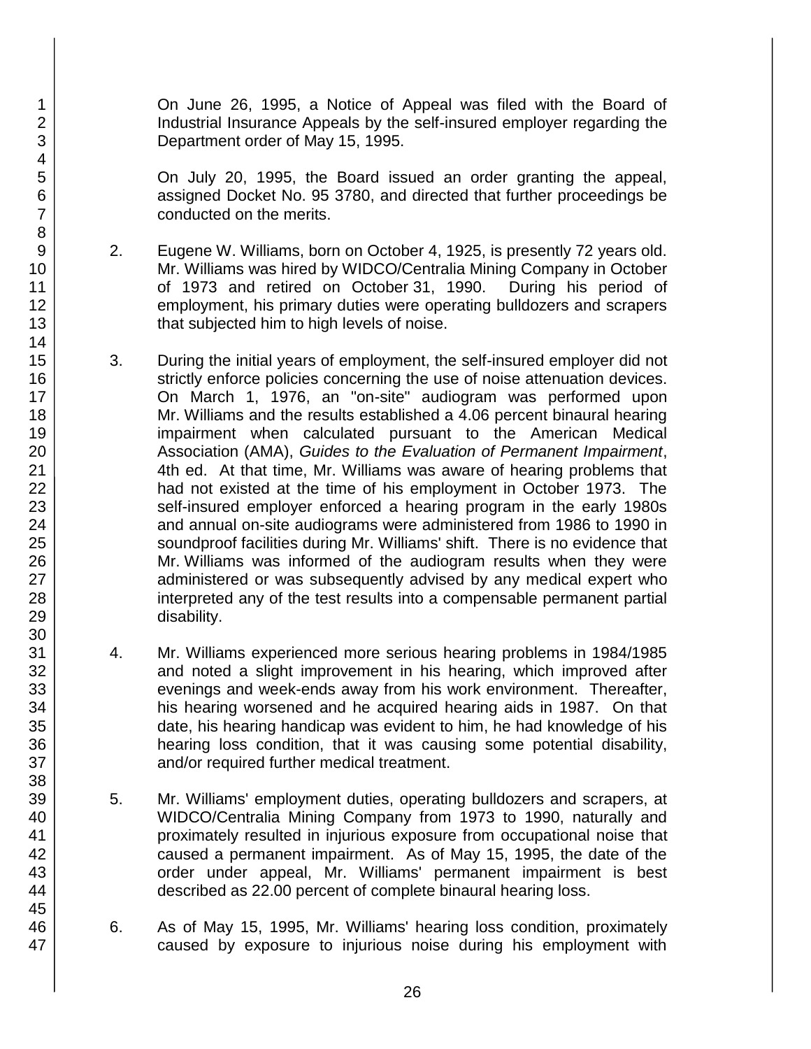On June 26, 1995, a Notice of Appeal was filed with the Board of Industrial Insurance Appeals by the self-insured employer regarding the Department order of May 15, 1995.

On July 20, 1995, the Board issued an order granting the appeal, assigned Docket No. 95 3780, and directed that further proceedings be conducted on the merits.

2. Eugene W. Williams, born on October 4, 1925, is presently 72 years old. Mr. Williams was hired by WIDCO/Centralia Mining Company in October of 1973 and retired on October 31, 1990. During his period of employment, his primary duties were operating bulldozers and scrapers that subjected him to high levels of noise.

3. During the initial years of employment, the self-insured employer did not strictly enforce policies concerning the use of noise attenuation devices. On March 1, 1976, an "on-site" audiogram was performed upon Mr. Williams and the results established a 4.06 percent binaural hearing impairment when calculated pursuant to the American Medical Association (AMA), *Guides to the Evaluation of Permanent Impairment*, 4th ed. At that time, Mr. Williams was aware of hearing problems that had not existed at the time of his employment in October 1973. The self-insured employer enforced a hearing program in the early 1980s and annual on-site audiograms were administered from 1986 to 1990 in soundproof facilities during Mr. Williams' shift. There is no evidence that Mr. Williams was informed of the audiogram results when they were administered or was subsequently advised by any medical expert who interpreted any of the test results into a compensable permanent partial disability.

4. Mr. Williams experienced more serious hearing problems in 1984/1985 and noted a slight improvement in his hearing, which improved after evenings and week-ends away from his work environment. Thereafter, his hearing worsened and he acquired hearing aids in 1987. On that date, his hearing handicap was evident to him, he had knowledge of his hearing loss condition, that it was causing some potential disability, and/or required further medical treatment.

5. Mr. Williams' employment duties, operating bulldozers and scrapers, at WIDCO/Centralia Mining Company from 1973 to 1990, naturally and proximately resulted in injurious exposure from occupational noise that caused a permanent impairment. As of May 15, 1995, the date of the order under appeal, Mr. Williams' permanent impairment is best described as 22.00 percent of complete binaural hearing loss.

6. As of May 15, 1995, Mr. Williams' hearing loss condition, proximately caused by exposure to injurious noise during his employment with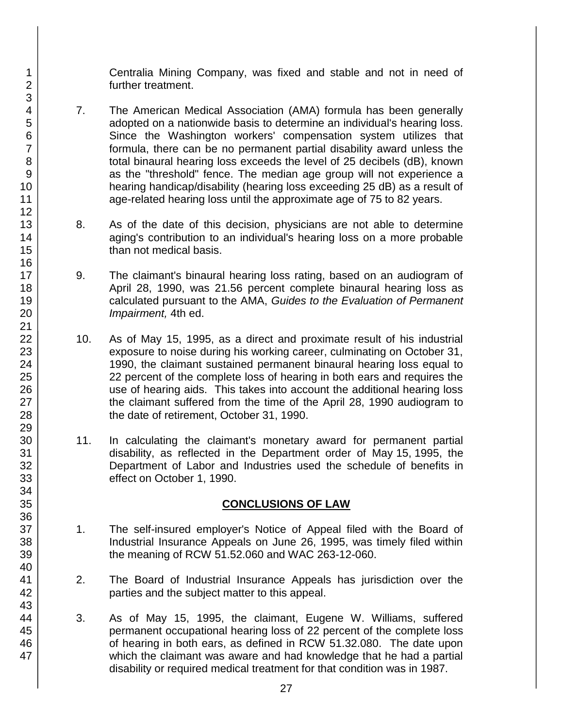Centralia Mining Company, was fixed and stable and not in need of further treatment.

7. The American Medical Association (AMA) formula has been generally adopted on a nationwide basis to determine an individual's hearing loss. Since the Washington workers' compensation system utilizes that formula, there can be no permanent partial disability award unless the total binaural hearing loss exceeds the level of 25 decibels (dB), known as the "threshold" fence. The median age group will not experience a hearing handicap/disability (hearing loss exceeding 25 dB) as a result of age-related hearing loss until the approximate age of 75 to 82 years.

8. As of the date of this decision, physicians are not able to determine aging's contribution to an individual's hearing loss on a more probable than not medical basis.

9. The claimant's binaural hearing loss rating, based on an audiogram of April 28, 1990, was 21.56 percent complete binaural hearing loss as calculated pursuant to the AMA, *Guides to the Evaluation of Permanent Impairment,* 4th ed.

10. As of May 15, 1995, as a direct and proximate result of his industrial exposure to noise during his working career, culminating on October 31, 1990, the claimant sustained permanent binaural hearing loss equal to 22 percent of the complete loss of hearing in both ears and requires the use of hearing aids. This takes into account the additional hearing loss the claimant suffered from the time of the April 28, 1990 audiogram to the date of retirement, October 31, 1990.

11. In calculating the claimant's monetary award for permanent partial disability, as reflected in the Department order of May 15, 1995, the Department of Labor and Industries used the schedule of benefits in effect on October 1, 1990.

## CONCLUSIONS OF LAW

1. The self-insured employer's Notice of Appeal filed with the Board of Industrial Insurance Appeals on June 26, 1995, was timely filed within the meaning of RCW 51.52.060 and WAC 263-12-060.

2. The Board of Industrial Insurance Appeals has jurisdiction over the parties and the subject matter to this appeal.

3. As of May 15, 1995, the claimant, Eugene W. Williams, suffered permanent occupational hearing loss of 22 percent of the complete loss of hearing in both ears, as defined in RCW 51.32.080. The date upon which the claimant was aware and had knowledge that he had a partial disability or required medical treatment for that condition was in 1987.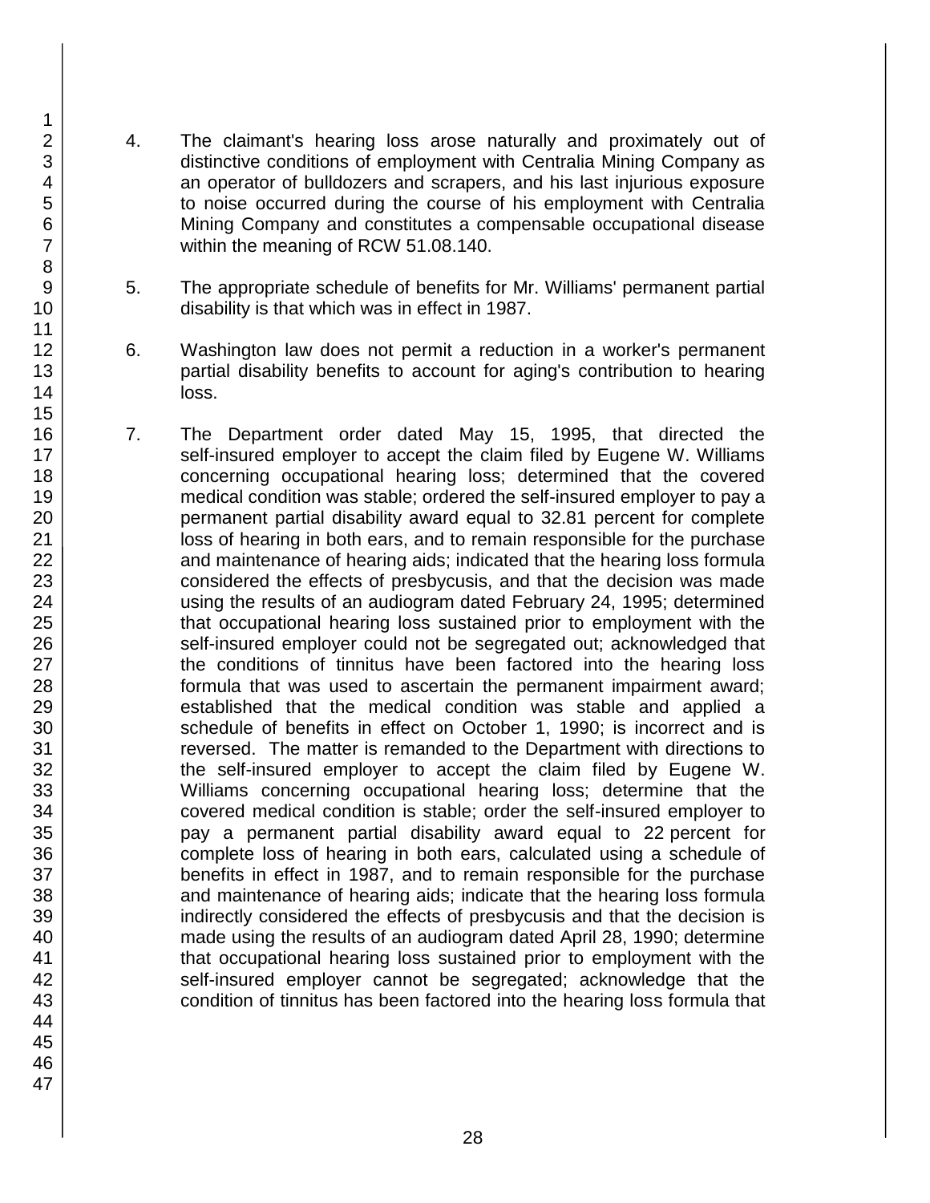4. The claimant's hearing loss arose naturally and proximately out of distinctive conditions of employment with Centralia Mining Company as an operator of bulldozers and scrapers, and his last injurious exposure to noise occurred during the course of his employment with Centralia Mining Company and constitutes a compensable occupational disease within the meaning of RCW 51.08.140.

5. The appropriate schedule of benefits for Mr. Williams' permanent partial disability is that which was in effect in 1987.

6. Washington law does not permit a reduction in a worker's permanent partial disability benefits to account for aging's contribution to hearing loss.

7. The Department order dated May 15, 1995, that directed the self-insured employer to accept the claim filed by Eugene W. Williams concerning occupational hearing loss; determined that the covered medical condition was stable; ordered the self-insured employer to pay a permanent partial disability award equal to 32.81 percent for complete loss of hearing in both ears, and to remain responsible for the purchase and maintenance of hearing aids; indicated that the hearing loss formula considered the effects of presbycusis, and that the decision was made using the results of an audiogram dated February 24, 1995; determined that occupational hearing loss sustained prior to employment with the self-insured employer could not be segregated out; acknowledged that the conditions of tinnitus have been factored into the hearing loss formula that was used to ascertain the permanent impairment award; established that the medical condition was stable and applied a schedule of benefits in effect on October 1, 1990; is incorrect and is reversed. The matter is remanded to the Department with directions to the self-insured employer to accept the claim filed by Eugene W. Williams concerning occupational hearing loss; determine that the covered medical condition is stable; order the self-insured employer to pay a permanent partial disability award equal to 22 percent for complete loss of hearing in both ears, calculated using a schedule of benefits in effect in 1987, and to remain responsible for the purchase and maintenance of hearing aids; indicate that the hearing loss formula indirectly considered the effects of presbycusis and that the decision is made using the results of an audiogram dated April 28, 1990; determine that occupational hearing loss sustained prior to employment with the self-insured employer cannot be segregated; acknowledge that the condition of tinnitus has been factored into the hearing loss formula that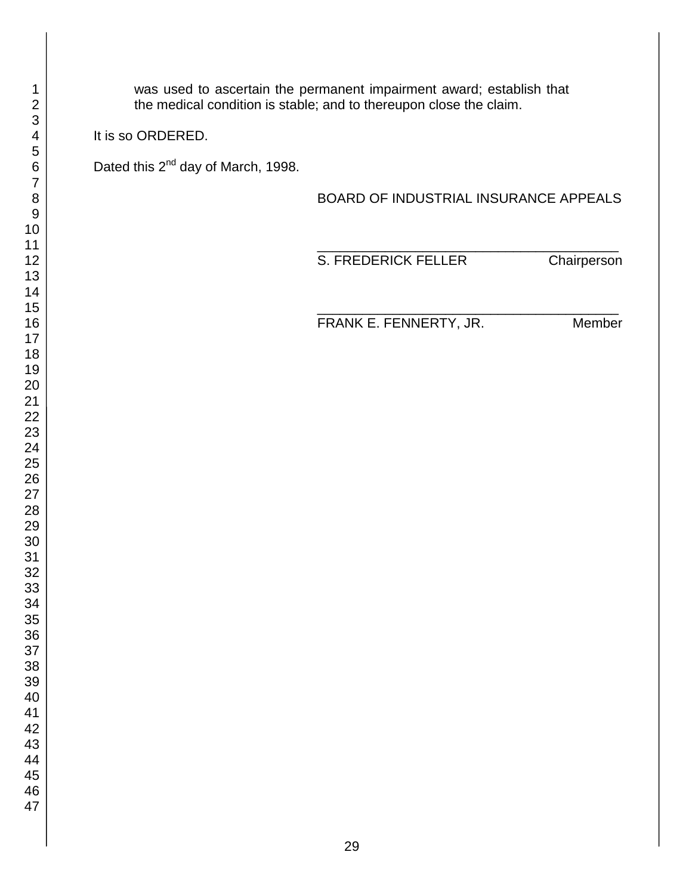was used to ascertain the permanent impairment award; establish that the medical condition is stable; and to thereupon close the claim.

It is so ORDERED.

Dated this 2nd day of March, 1998.

BOARD OF INDUSTRIAL INSURANCE APPEALS

\_\_\_\_\_\_\_\_\_\_\_\_\_\_\_\_\_\_\_\_\_\_\_\_\_\_\_\_\_\_\_\_\_\_\_\_\_\_\_\_\_\_\_\_\_\_\_\_

S. FREDERICK FELLER Chairperson

\_\_\_\_\_\_\_\_\_\_\_\_\_\_\_\_\_\_\_\_\_\_\_\_\_\_\_\_\_\_\_\_\_\_\_\_\_\_\_\_\_\_\_\_\_\_\_\_

FRANK E. FENNERTY, JR. Member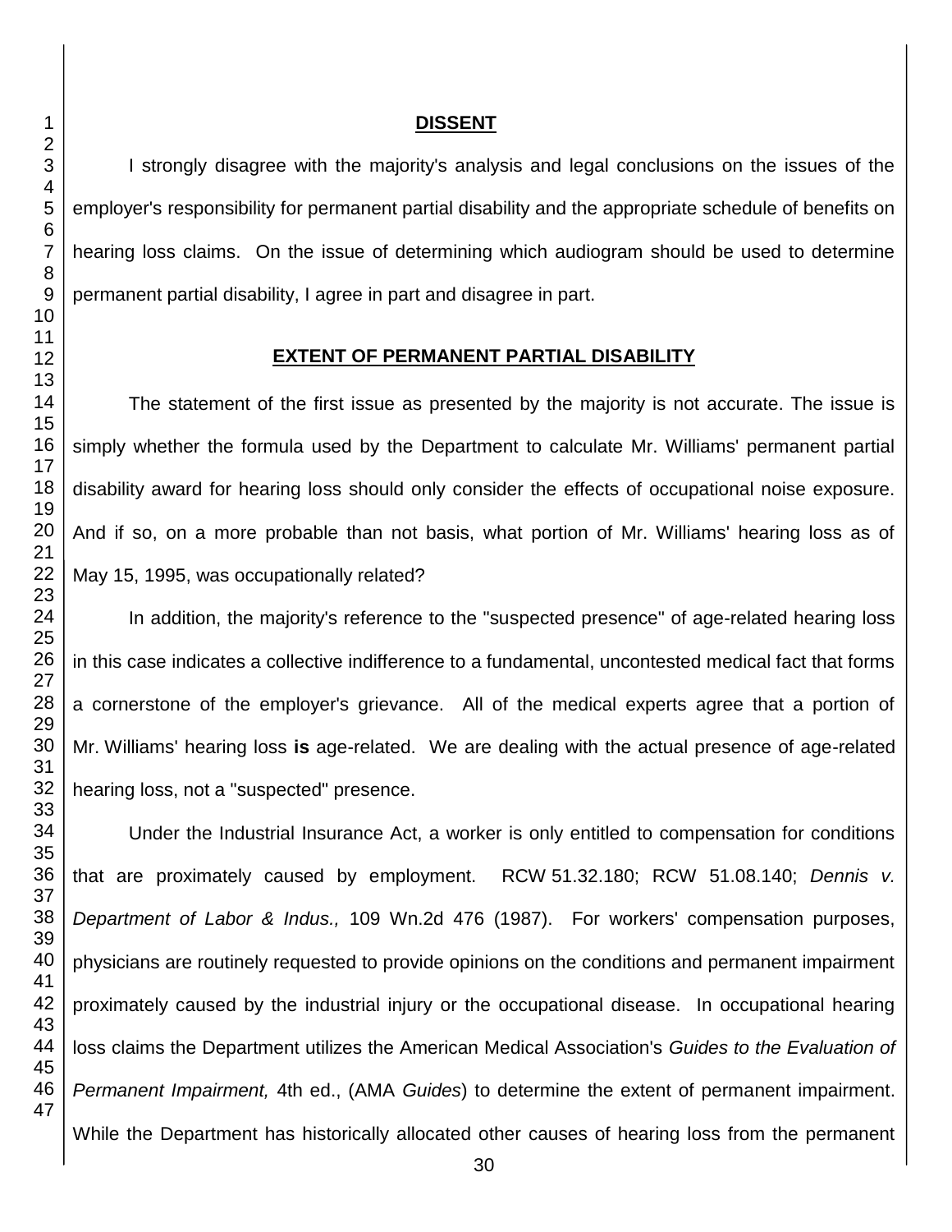## DISSENT

I strongly disagree with the majority's analysis and legal conclusions on the issues of the employer's responsibility for permanent partial disability and the appropriate schedule of benefits on hearing loss claims. On the issue of determining which audiogram should be used to determine permanent partial disability, I agree in part and disagree in part.

## EXTENT OF PERMANENT PARTIAL DISABILITY

The statement of the first issue as presented by the majority is not accurate. The issue is simply whether the formula used by the Department to calculate Mr. Williams' permanent partial disability award for hearing loss should only consider the effects of occupational noise exposure. And if so, on a more probable than not basis, what portion of Mr. Williams' hearing loss as of May 15, 1995, was occupationally related?

In addition, the majority's reference to the "suspected presence" of age-related hearing loss in this case indicates a collective indifference to a fundamental, uncontested medical fact that forms a cornerstone of the employer's grievance. All of the medical experts agree that a portion of Mr. Williams' hearing loss **is** age-related. We are dealing with the actual presence of age-related hearing loss, not a "suspected" presence.

Under the Industrial Insurance Act, a worker is only entitled to compensation for conditions that are proximately caused by employment. RCW 51.32.180; RCW 51.08.140; *Dennis v. Department of Labor & Indus.,* 109 Wn.2d 476 (1987). For workers' compensation purposes, physicians are routinely requested to provide opinions on the conditions and permanent impairment proximately caused by the industrial injury or the occupational disease. In occupational hearing loss claims the Department utilizes the American Medical Association's *Guides to the Evaluation of Permanent Impairment,* 4th ed., (AMA *Guides*) to determine the extent of permanent impairment. While the Department has historically allocated other causes of hearing loss from the permanent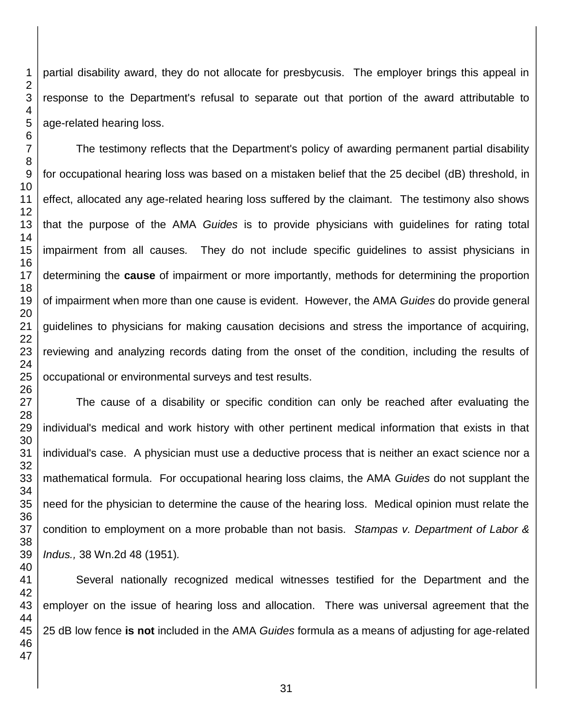partial disability award, they do not allocate for presbycusis. The employer brings this appeal in response to the Department's refusal to separate out that portion of the award attributable to age-related hearing loss.

The testimony reflects that the Department's policy of awarding permanent partial disability for occupational hearing loss was based on a mistaken belief that the 25 decibel (dB) threshold, in effect, allocated any age-related hearing loss suffered by the claimant. The testimony also shows that the purpose of the AMA *Guides* is to provide physicians with guidelines for rating total impairment from all causes. They do not include specific guidelines to assist physicians in determining the **cause** of impairment or more importantly, methods for determining the proportion of impairment when more than one cause is evident. However, the AMA *Guides* do provide general guidelines to physicians for making causation decisions and stress the importance of acquiring, reviewing and analyzing records dating from the onset of the condition, including the results of occupational or environmental surveys and test results.

The cause of a disability or specific condition can only be reached after evaluating the individual's medical and work history with other pertinent medical information that exists in that individual's case. A physician must use a deductive process that is neither an exact science nor a mathematical formula. For occupational hearing loss claims, the AMA *Guides* do not supplant the need for the physician to determine the cause of the hearing loss. Medical opinion must relate the condition to employment on a more probable than not basis. *Stampas v. Department of Labor & Indus.,* 38 Wn.2d 48 (1951).

Several nationally recognized medical witnesses testified for the Department and the employer on the issue of hearing loss and allocation. There was universal agreement that the 25 dB low fence **is not** included in the AMA *Guides* formula as a means of adjusting for age-related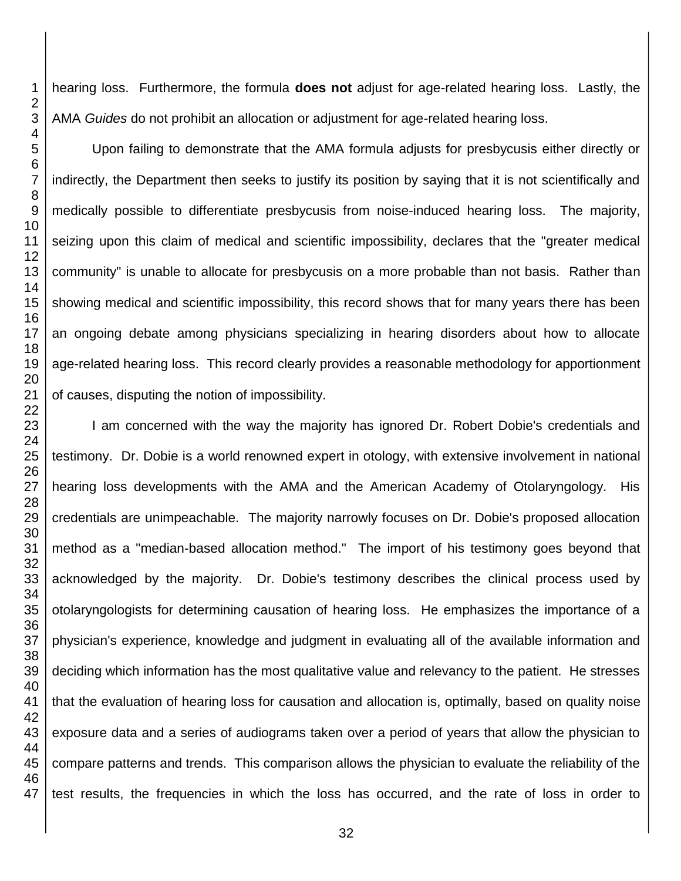hearing loss. Furthermore, the formula **does not** adjust for age-related hearing loss. Lastly, the AMA *Guides* do not prohibit an allocation or adjustment for age-related hearing loss.

Upon failing to demonstrate that the AMA formula adjusts for presbycusis either directly or indirectly, the Department then seeks to justify its position by saying that it is not scientifically and medically possible to differentiate presbycusis from noise-induced hearing loss. The majority, seizing upon this claim of medical and scientific impossibility, declares that the "greater medical community" is unable to allocate for presbycusis on a more probable than not basis. Rather than showing medical and scientific impossibility, this record shows that for many years there has been an ongoing debate among physicians specializing in hearing disorders about how to allocate age-related hearing loss. This record clearly provides a reasonable methodology for apportionment of causes, disputing the notion of impossibility.

I am concerned with the way the majority has ignored Dr. Robert Dobie's credentials and testimony. Dr. Dobie is a world renowned expert in otology, with extensive involvement in national hearing loss developments with the AMA and the American Academy of Otolaryngology. His credentials are unimpeachable. The majority narrowly focuses on Dr. Dobie's proposed allocation method as a "median-based allocation method." The import of his testimony goes beyond that acknowledged by the majority. Dr. Dobie's testimony describes the clinical process used by otolaryngologists for determining causation of hearing loss. He emphasizes the importance of a physician's experience, knowledge and judgment in evaluating all of the available information and deciding which information has the most qualitative value and relevancy to the patient. He stresses that the evaluation of hearing loss for causation and allocation is, optimally, based on quality noise exposure data and a series of audiograms taken over a period of years that allow the physician to compare patterns and trends. This comparison allows the physician to evaluate the reliability of the test results, the frequencies in which the loss has occurred, and the rate of loss in order to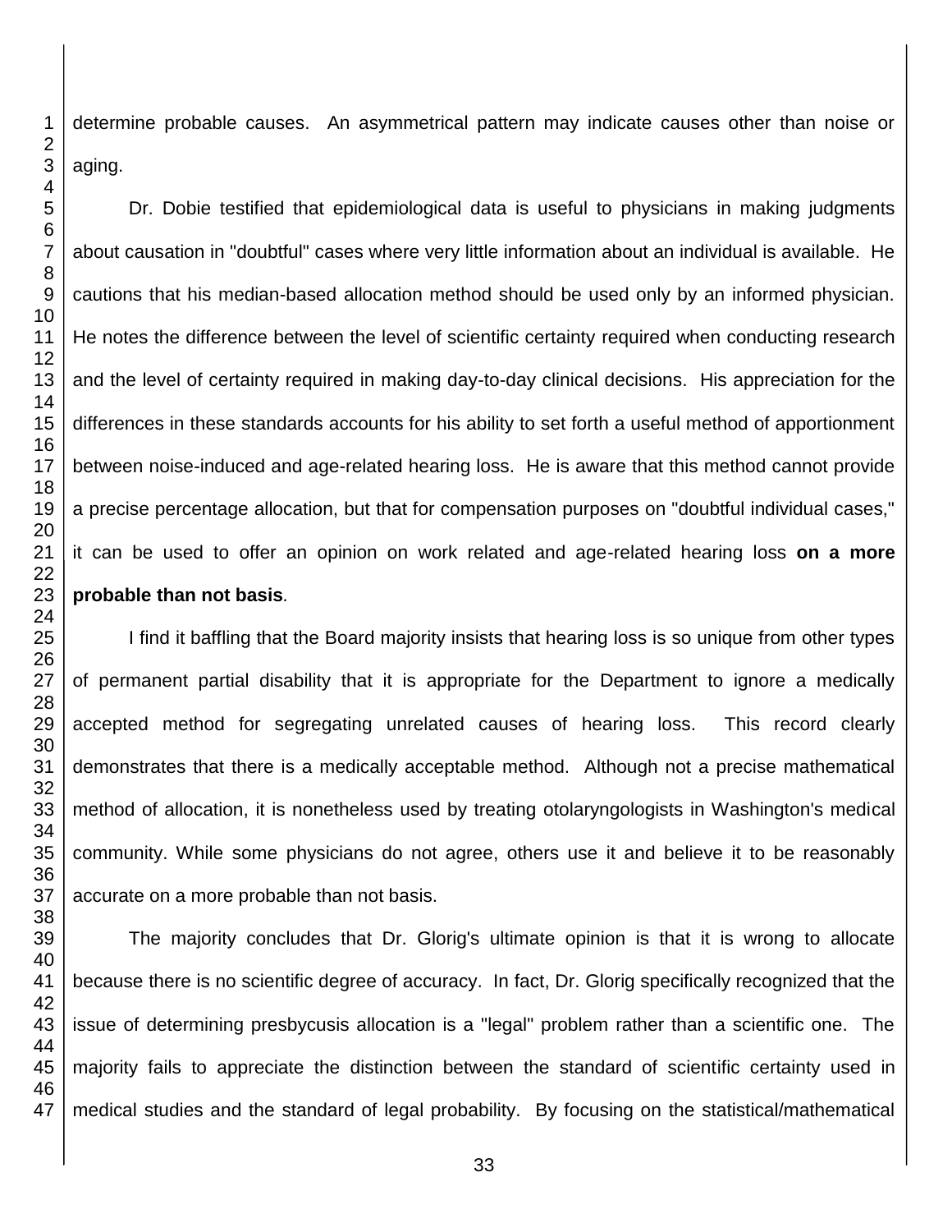determine probable causes. An asymmetrical pattern may indicate causes other than noise or aging.

Dr. Dobie testified that epidemiological data is useful to physicians in making judgments about causation in "doubtful" cases where very little information about an individual is available. He cautions that his median-based allocation method should be used only by an informed physician. He notes the difference between the level of scientific certainty required when conducting research and the level of certainty required in making day-to-day clinical decisions. His appreciation for the differences in these standards accounts for his ability to set forth a useful method of apportionment between noise-induced and age-related hearing loss. He is aware that this method cannot provide a precise percentage allocation, but that for compensation purposes on "doubtful individual cases," it can be used to offer an opinion on work related and age-related hearing loss **on a more probable than not basis**.

I find it baffling that the Board majority insists that hearing loss is so unique from other types of permanent partial disability that it is appropriate for the Department to ignore a medically accepted method for segregating unrelated causes of hearing loss. This record clearly demonstrates that there is a medically acceptable method. Although not a precise mathematical method of allocation, it is nonetheless used by treating otolaryngologists in Washington's medical community. While some physicians do not agree, others use it and believe it to be reasonably accurate on a more probable than not basis.

The majority concludes that Dr. Glorig's ultimate opinion is that it is wrong to allocate because there is no scientific degree of accuracy. In fact, Dr. Glorig specifically recognized that the issue of determining presbycusis allocation is a "legal" problem rather than a scientific one. The majority fails to appreciate the distinction between the standard of scientific certainty used in medical studies and the standard of legal probability. By focusing on the statistical/mathematical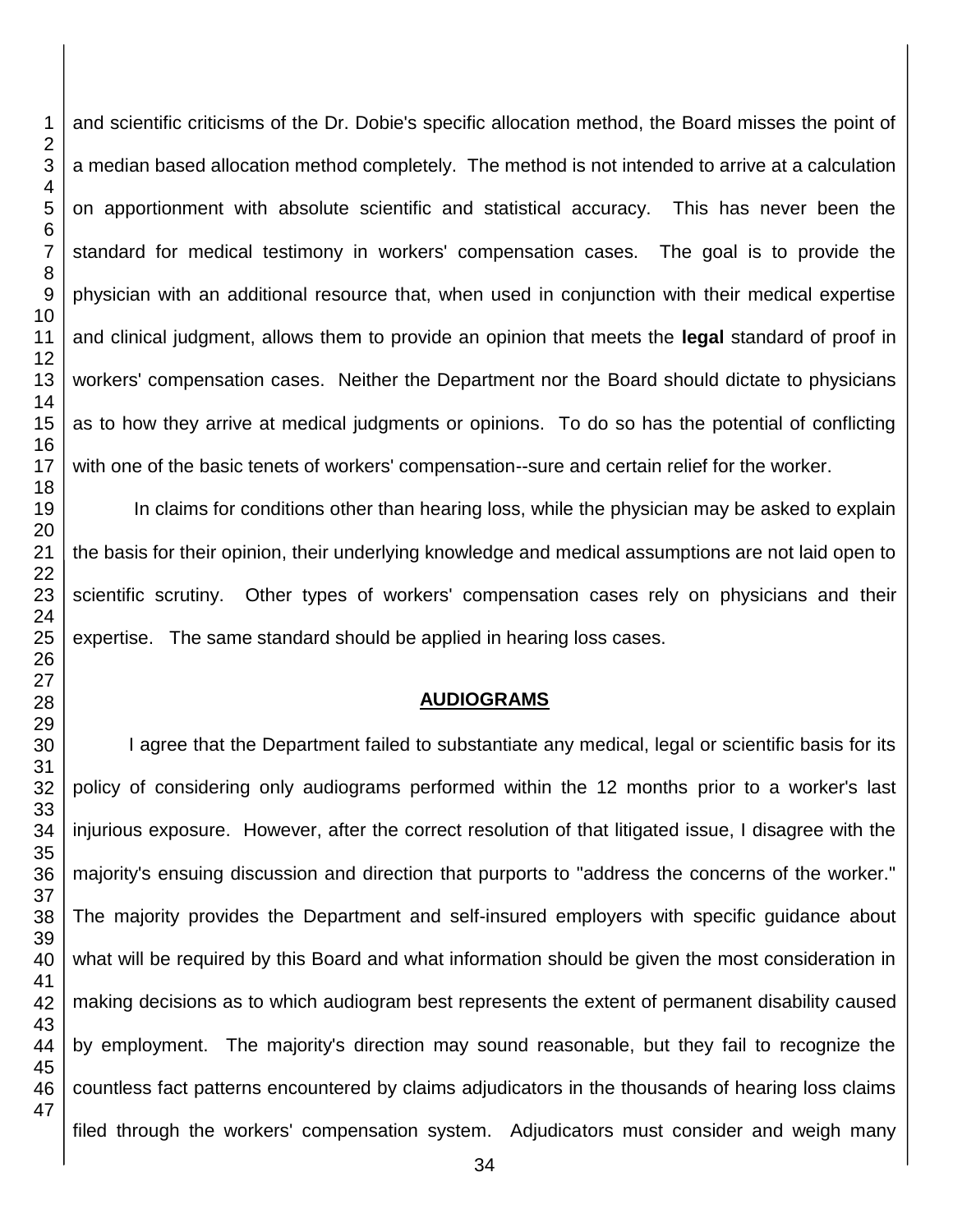and scientific criticisms of the Dr. Dobie's specific allocation method, the Board misses the point of a median based allocation method completely. The method is not intended to arrive at a calculation on apportionment with absolute scientific and statistical accuracy. This has never been the standard for medical testimony in workers' compensation cases. The goal is to provide the physician with an additional resource that, when used in conjunction with their medical expertise and clinical judgment, allows them to provide an opinion that meets the **legal** standard of proof in workers' compensation cases. Neither the Department nor the Board should dictate to physicians as to how they arrive at medical judgments or opinions. To do so has the potential of conflicting with one of the basic tenets of workers' compensation--sure and certain relief for the worker.

In claims for conditions other than hearing loss, while the physician may be asked to explain the basis for their opinion, their underlying knowledge and medical assumptions are not laid open to scientific scrutiny. Other types of workers' compensation cases rely on physicians and their expertise. The same standard should be applied in hearing loss cases.

## AUDIOGRAMS

I agree that the Department failed to substantiate any medical, legal or scientific basis for its policy of considering only audiograms performed within the 12 months prior to a worker's last injurious exposure. However, after the correct resolution of that litigated issue, I disagree with the majority's ensuing discussion and direction that purports to "address the concerns of the worker." The majority provides the Department and self-insured employers with specific guidance about what will be required by this Board and what information should be given the most consideration in making decisions as to which audiogram best represents the extent of permanent disability caused by employment. The majority's direction may sound reasonable, but they fail to recognize the countless fact patterns encountered by claims adjudicators in the thousands of hearing loss claims filed through the workers' compensation system. Adjudicators must consider and weigh many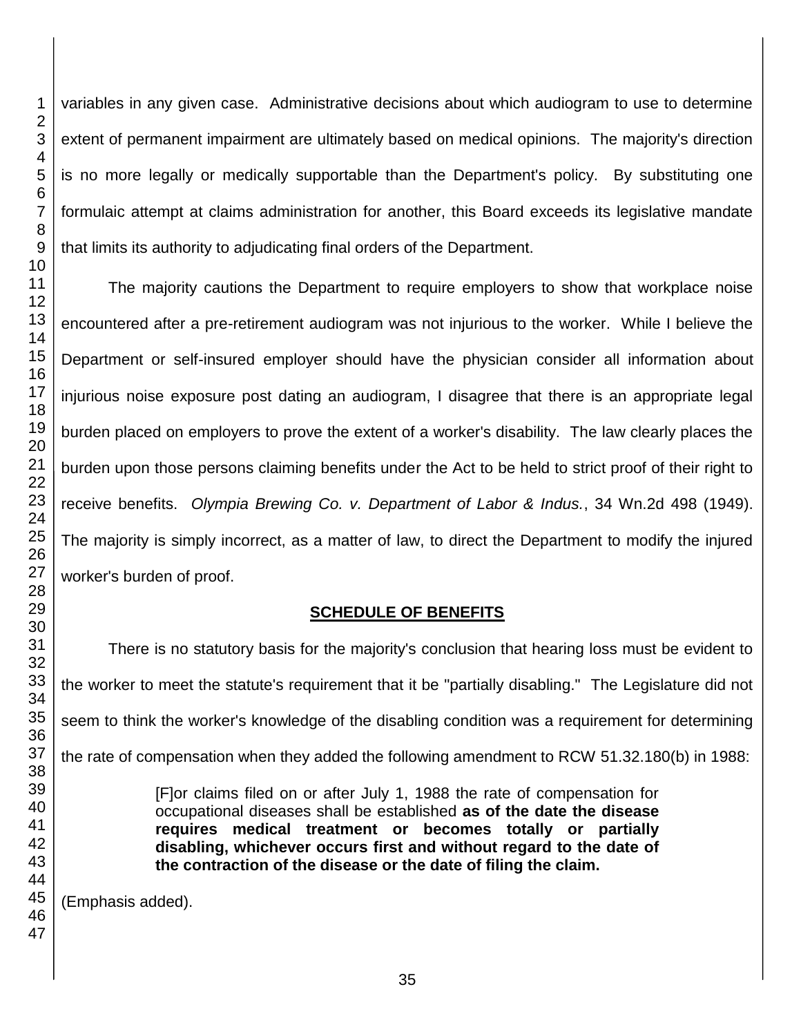variables in any given case. Administrative decisions about which audiogram to use to determine extent of permanent impairment are ultimately based on medical opinions. The majority's direction is no more legally or medically supportable than the Department's policy. By substituting one formulaic attempt at claims administration for another, this Board exceeds its legislative mandate that limits its authority to adjudicating final orders of the Department.

The majority cautions the Department to require employers to show that workplace noise encountered after a pre-retirement audiogram was not injurious to the worker. While I believe the Department or self-insured employer should have the physician consider all information about injurious noise exposure post dating an audiogram, I disagree that there is an appropriate legal burden placed on employers to prove the extent of a worker's disability. The law clearly places the burden upon those persons claiming benefits under the Act to be held to strict proof of their right to receive benefits. *Olympia Brewing Co. v. Department of Labor & Indus.*, 34 Wn.2d 498 (1949). The majority is simply incorrect, as a matter of law, to direct the Department to modify the injured worker's burden of proof.

## SCHEDULE OF BENEFITS

There is no statutory basis for the majority's conclusion that hearing loss must be evident to the worker to meet the statute's requirement that it be "partially disabling." The Legislature did not seem to think the worker's knowledge of the disabling condition was a requirement for determining the rate of compensation when they added the following amendment to RCW 51.32.180(b) in 1988:

> [F]or claims filed on or after July 1, 1988 the rate of compensation for occupational diseases shall be established **as of the date the disease requires medical treatment or becomes totally or partially disabling, whichever occurs first and without regard to the date of the contraction of the disease or the date of filing the claim.**

(Emphasis added).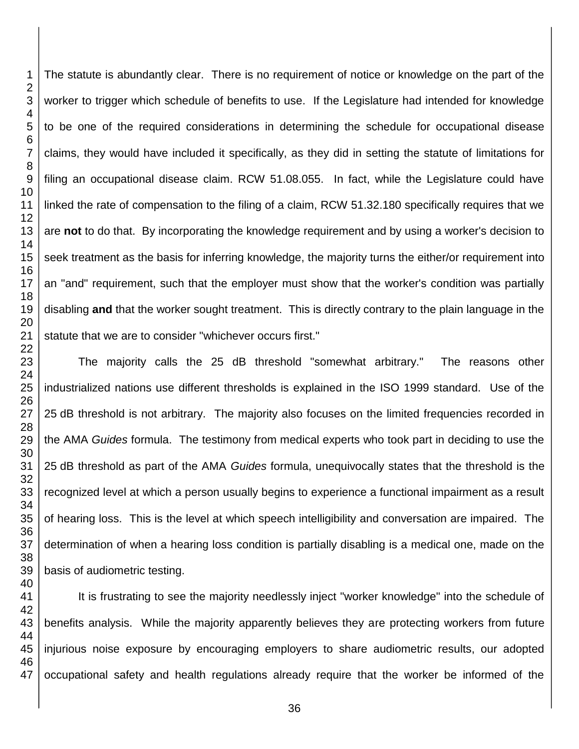The statute is abundantly clear. There is no requirement of notice or knowledge on the part of the worker to trigger which schedule of benefits to use. If the Legislature had intended for knowledge to be one of the required considerations in determining the schedule for occupational disease claims, they would have included it specifically, as they did in setting the statute of limitations for filing an occupational disease claim. RCW 51.08.055. In fact, while the Legislature could have linked the rate of compensation to the filing of a claim, RCW 51.32.180 specifically requires that we are **not** to do that. By incorporating the knowledge requirement and by using a worker's decision to seek treatment as the basis for inferring knowledge, the majority turns the either/or requirement into an "and" requirement, such that the employer must show that the worker's condition was partially disabling **and** that the worker sought treatment. This is directly contrary to the plain language in the statute that we are to consider "whichever occurs first."

The majority calls the 25 dB threshold "somewhat arbitrary." The reasons other industrialized nations use different thresholds is explained in the ISO 1999 standard. Use of the 25 dB threshold is not arbitrary. The majority also focuses on the limited frequencies recorded in the AMA *Guides* formula. The testimony from medical experts who took part in deciding to use the 25 dB threshold as part of the AMA *Guides* formula, unequivocally states that the threshold is the recognized level at which a person usually begins to experience a functional impairment as a result of hearing loss. This is the level at which speech intelligibility and conversation are impaired. The determination of when a hearing loss condition is partially disabling is a medical one, made on the basis of audiometric testing.

It is frustrating to see the majority needlessly inject "worker knowledge" into the schedule of benefits analysis. While the majority apparently believes they are protecting workers from future injurious noise exposure by encouraging employers to share audiometric results, our adopted occupational safety and health regulations already require that the worker be informed of the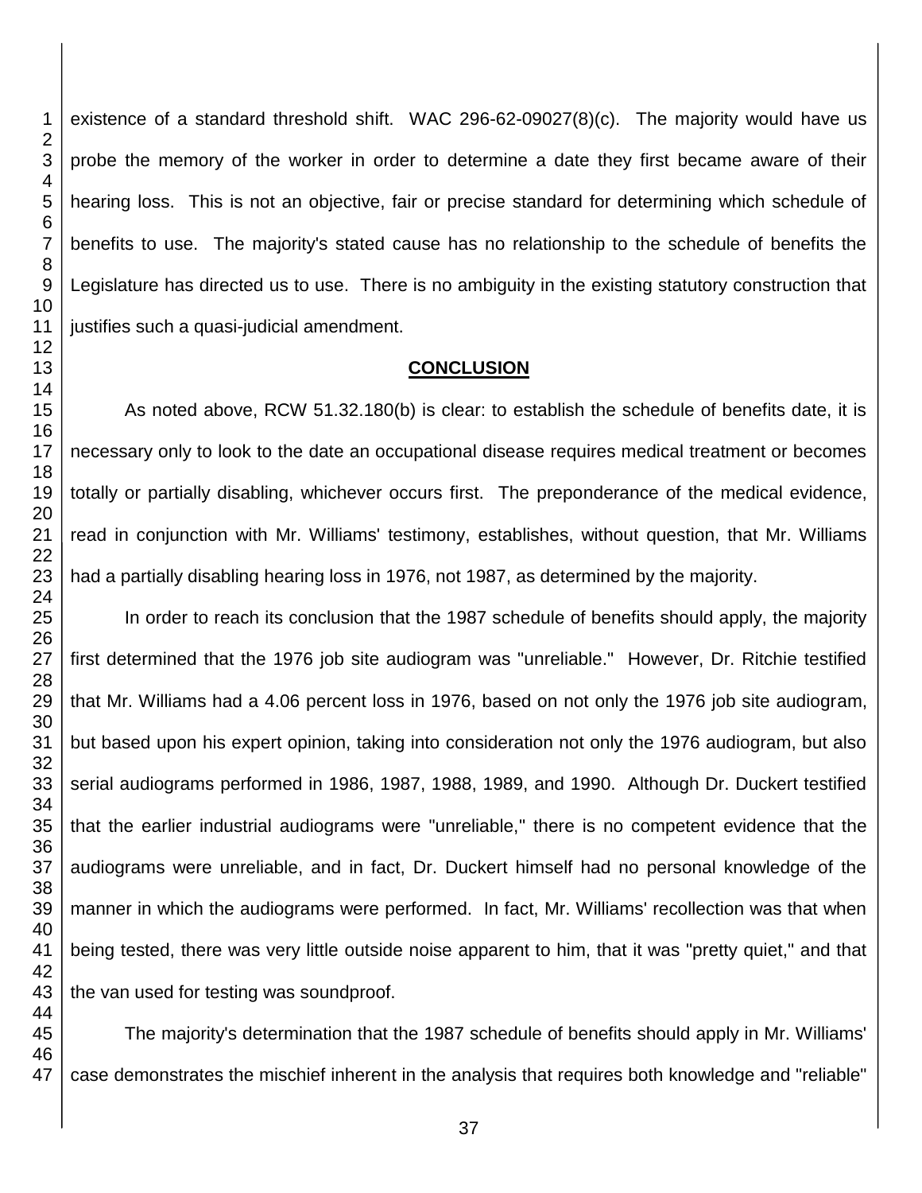existence of a standard threshold shift. WAC 296-62-09027(8)(c). The majority would have us probe the memory of the worker in order to determine a date they first became aware of their hearing loss. This is not an objective, fair or precise standard for determining which schedule of benefits to use. The majority's stated cause has no relationship to the schedule of benefits the Legislature has directed us to use. There is no ambiguity in the existing statutory construction that justifies such a quasi-judicial amendment.

## CONCLUSION

As noted above, RCW 51.32.180(b) is clear: to establish the schedule of benefits date, it is necessary only to look to the date an occupational disease requires medical treatment or becomes totally or partially disabling, whichever occurs first. The preponderance of the medical evidence, read in conjunction with Mr. Williams' testimony, establishes, without question, that Mr. Williams had a partially disabling hearing loss in 1976, not 1987, as determined by the majority.

In order to reach its conclusion that the 1987 schedule of benefits should apply, the majority first determined that the 1976 job site audiogram was "unreliable." However, Dr. Ritchie testified that Mr. Williams had a 4.06 percent loss in 1976, based on not only the 1976 job site audiogram, but based upon his expert opinion, taking into consideration not only the 1976 audiogram, but also serial audiograms performed in 1986, 1987, 1988, 1989, and 1990. Although Dr. Duckert testified that the earlier industrial audiograms were "unreliable," there is no competent evidence that the audiograms were unreliable, and in fact, Dr. Duckert himself had no personal knowledge of the manner in which the audiograms were performed. In fact, Mr. Williams' recollection was that when being tested, there was very little outside noise apparent to him, that it was "pretty quiet," and that the van used for testing was soundproof.

The majority's determination that the 1987 schedule of benefits should apply in Mr. Williams' case demonstrates the mischief inherent in the analysis that requires both knowledge and "reliable"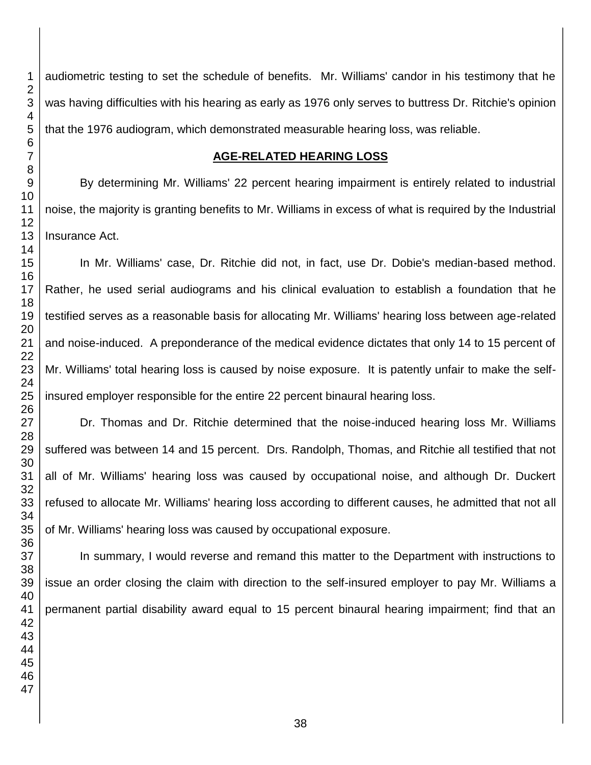audiometric testing to set the schedule of benefits. Mr. Williams' candor in his testimony that he was having difficulties with his hearing as early as 1976 only serves to buttress Dr. Ritchie's opinion that the 1976 audiogram, which demonstrated measurable hearing loss, was reliable.

## **AGE-RELATED HEARING LOSS**

By determining Mr. Williams' 22 percent hearing impairment is entirely related to industrial noise, the majority is granting benefits to Mr. Williams in excess of what is required by the Industrial Insurance Act.

In Mr. Williams' case, Dr. Ritchie did not, in fact, use Dr. Dobie's median-based method. Rather, he used serial audiograms and his clinical evaluation to establish a foundation that he testified serves as a reasonable basis for allocating Mr. Williams' hearing loss between age-related and noise-induced. A preponderance of the medical evidence dictates that only 14 to 15 percent of Mr. Williams' total hearing loss is caused by noise exposure. It is patently unfair to make the self-insured employer responsible for the entire 22 percent binaural hearing loss.

Dr. Thomas and Dr. Ritchie determined that the noise-induced hearing loss Mr. Williams suffered was between 14 and 15 percent. Drs. Randolph, Thomas, and Ritchie all testified that not all of Mr. Williams' hearing loss was caused by occupational noise, and although Dr. Duckert refused to allocate Mr. Williams' hearing loss according to different causes, he admitted that not all of Mr. Williams' hearing loss was caused by occupational exposure.

In summary, I would reverse and remand this matter to the Department with instructions to issue an order closing the claim with direction to the self-insured employer to pay Mr. Williams a permanent partial disability award equal to 15 percent binaural hearing impairment; find that an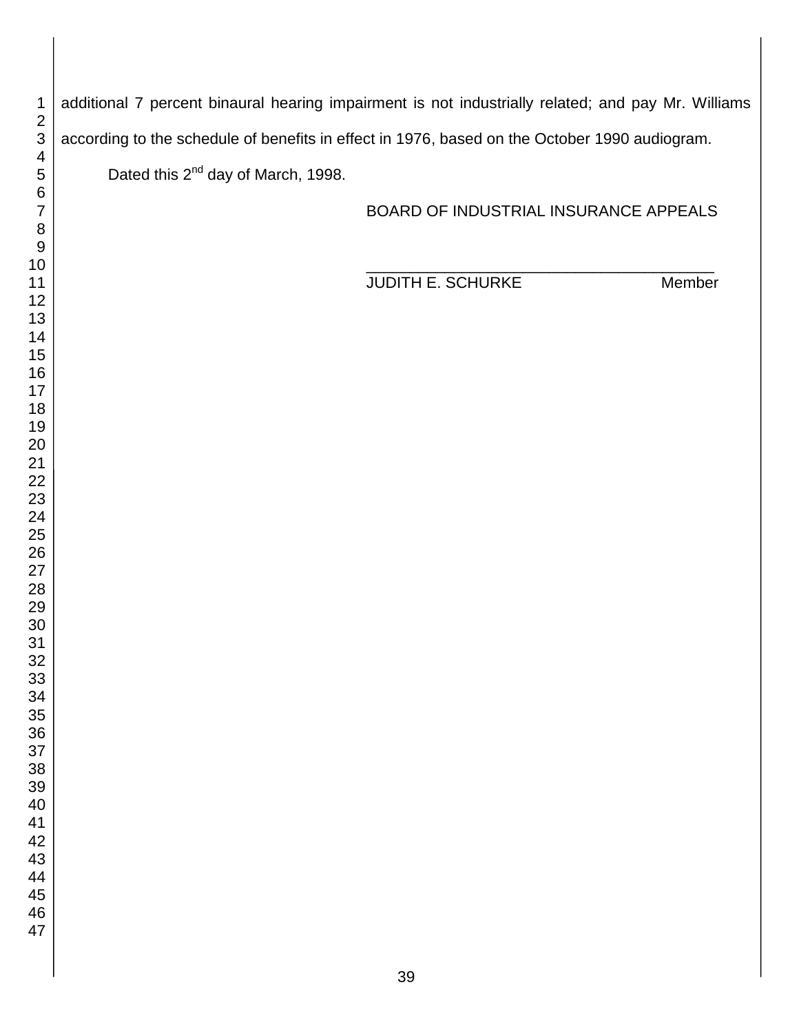additional 7 percent binaural hearing impairment is not industrially related; and pay Mr. Williams according to the schedule of benefits in effect in 1976, based on the October 1990 audiogram.

Dated this 2nd day of March, 1998.

BOARD OF INDUSTRIAL INSURANCE APPEALS

\_\_\_\_\_\_\_\_\_\_\_\_\_\_\_\_\_\_\_\_\_\_\_\_\_\_\_\_\_\_\_\_\_\_\_\_\_\_\_\_

JUDITH E. SCHURKE Member